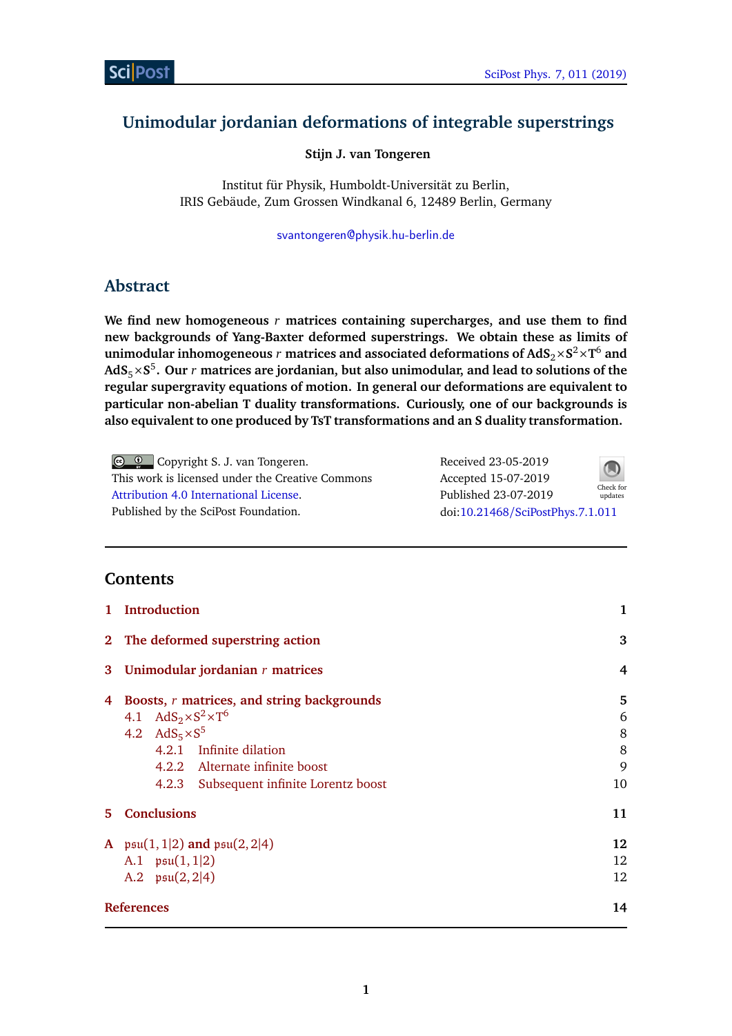# Unimodular jordanian deformations of integrable superstrings

**Stijn J. van Tongeren**

Institut für Physik, Humboldt-Universität zu Berlin,
IRIS Gebäude, Zum Grossen Windkanal 6, 12489 Berlin, Germany

svantongeren@physik.hu-berlin.de

## Abstract

**We find new homogeneous $r$ matrices containing supercharges, and use them to find new backgrounds of Yang-Baxter deformed superstrings. We obtain these as limits of unimodular inhomogeneous $r$ matrices and associated deformations of $AdS_2 \times S^2 \times T^6$ and $AdS_5 \times S^5$. Our $r$ matrices are jordanian, but also unimodular, and lead to solutions of the regular supergravity equations of motion. In general our deformations are equivalent to particular non-abelian T duality transformations. Curiously, one of our backgrounds is also equivalent to one produced by TsT transformations and an S duality transformation.**

Copyright S. J. van Tongeren.
This work is licensed under the Creative Commons Attribution 4.0 International License.
Published by the SciPost Foundation.

Received 23-05-2019
Accepted 15-07-2019
Published 23-07-2019
doi:10.21468/SciPostPhys.7.1.011

## Contents

1 Introduction — 1

2 The deformed superstring action — 3

3 Unimodular jordanian $r$ matrices — 4

4 Boosts, $r$ matrices, and string backgrounds — 5
- 4.1 $AdS_2 \times S^2 \times T^6$ — 6
- 4.2 $AdS_5 \times S^5$ — 8
  - 4.2.1 Infinite dilation — 8
  - 4.2.2 Alternate infinite boost — 9
  - 4.2.3 Subsequent infinite Lorentz boost — 10

5 Conclusions — 11

A $\mathfrak{psu}(1,1|2)$ and $\mathfrak{psu}(2,2|4)$ — 12
- A.1 $\mathfrak{psu}(1,1|2)$ — 12
- A.2 $\mathfrak{psu}(2,2|4)$ — 12

References — 14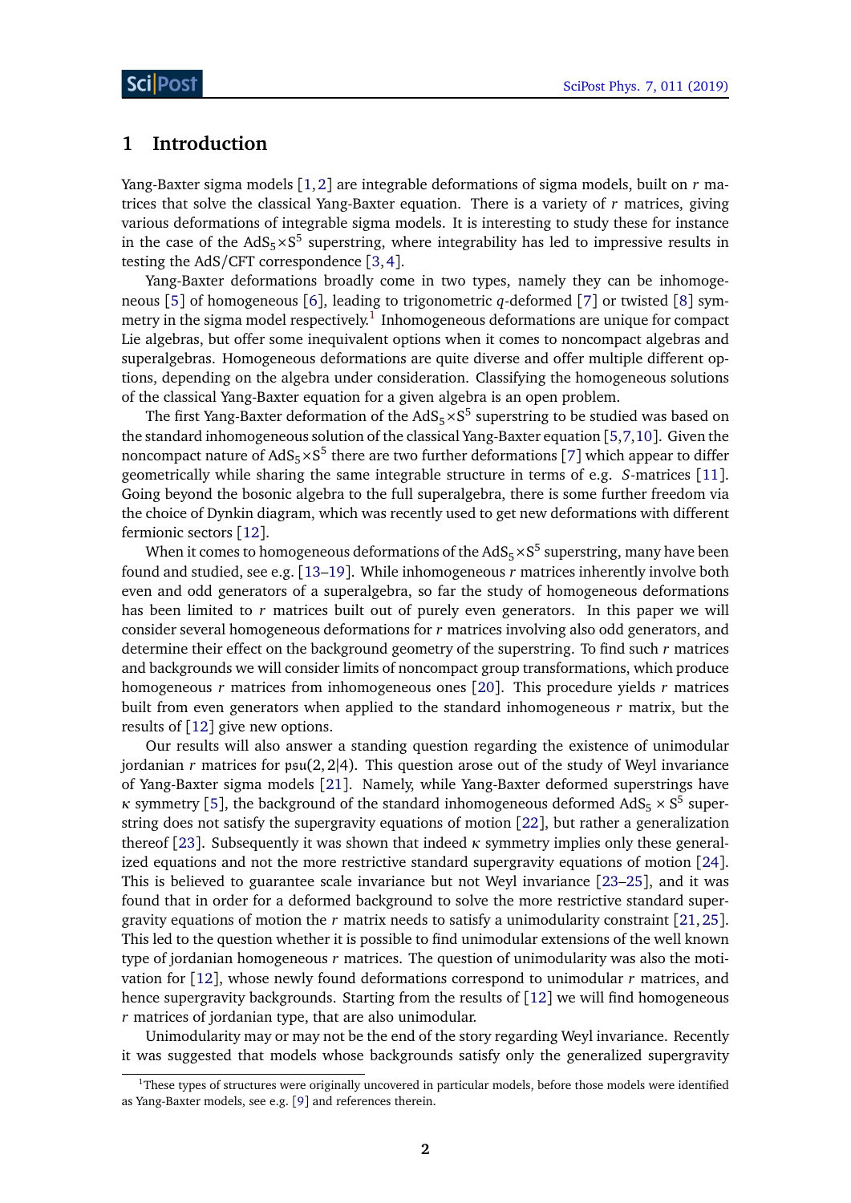# 1 Introduction

Yang-Baxter sigma models [1,2] are integrable deformations of sigma models, built on $r$ matrices that solve the classical Yang-Baxter equation. There is a variety of $r$ matrices, giving various deformations of integrable sigma models. It is interesting to study these for instance in the case of the $\mathrm{AdS}_5\times\mathrm{S}^5$ superstring, where integrability has led to impressive results in testing the AdS/CFT correspondence [3,4].

Yang-Baxter deformations broadly come in two types, namely they can be inhomogeneous [5] of homogeneous [6], leading to trigonometric $q$-deformed [7] or twisted [8] symmetry in the sigma model respectively.[1] Inhomogeneous deformations are unique for compact Lie algebras, but offer some inequivalent options when it comes to noncompact algebras and superalgebras. Homogeneous deformations are quite diverse and offer multiple different options, depending on the algebra under consideration. Classifying the homogeneous solutions of the classical Yang-Baxter equation for a given algebra is an open problem.

The first Yang-Baxter deformation of the $\mathrm{AdS}_5\times\mathrm{S}^5$ superstring to be studied was based on the standard inhomogeneous solution of the classical Yang-Baxter equation [5,7,10]. Given the noncompact nature of $\mathrm{AdS}_5\times\mathrm{S}^5$ there are two further deformations [7] which appear to differ geometrically while sharing the same integrable structure in terms of e.g. $S$-matrices [11]. Going beyond the bosonic algebra to the full superalgebra, there is some further freedom via the choice of Dynkin diagram, which was recently used to get new deformations with different fermionic sectors [12].

When it comes to homogeneous deformations of the $\mathrm{AdS}_5\times\mathrm{S}^5$ superstring, many have been found and studied, see e.g. [13–19]. While inhomogeneous $r$ matrices inherently involve both even and odd generators of a superalgebra, so far the study of homogeneous deformations has been limited to $r$ matrices built out of purely even generators. In this paper we will consider several homogeneous deformations for $r$ matrices involving also odd generators, and determine their effect on the background geometry of the superstring. To find such $r$ matrices and backgrounds we will consider limits of noncompact group transformations, which produce homogeneous $r$ matrices from inhomogeneous ones [20]. This procedure yields $r$ matrices built from even generators when applied to the standard inhomogeneous $r$ matrix, but the results of [12] give new options.

Our results will also answer a standing question regarding the existence of unimodular jordanian $r$ matrices for $\mathfrak{psu}(2,2|4)$. This question arose out of the study of Weyl invariance of Yang-Baxter sigma models [21]. Namely, while Yang-Baxter deformed superstrings have $\kappa$ symmetry [5], the background of the standard inhomogeneous deformed $\mathrm{AdS}_5\times\mathrm{S}^5$ superstring does not satisfy the supergravity equations of motion [22], but rather a generalization thereof [23]. Subsequently it was shown that indeed $\kappa$ symmetry implies only these generalized equations and not the more restrictive standard supergravity equations of motion [24]. This is believed to guarantee scale invariance but not Weyl invariance [23–25], and it was found that in order for a deformed background to solve the more restrictive standard supergravity equations of motion the $r$ matrix needs to satisfy a unimodularity constraint [21,25]. This led to the question whether it is possible to find unimodular extensions of the well known type of jordanian homogeneous $r$ matrices. The question of unimodularity was also the motivation for [12], whose newly found deformations correspond to unimodular $r$ matrices, and hence supergravity backgrounds. Starting from the results of [12] we will find homogeneous $r$ matrices of jordanian type, that are also unimodular.

Unimodularity may or may not be the end of the story regarding Weyl invariance. Recently it was suggested that models whose backgrounds satisfy only the generalized supergravity

[1] These types of structures were originally uncovered in particular models, before those models were identified as Yang-Baxter models, see e.g. [9] and references therein.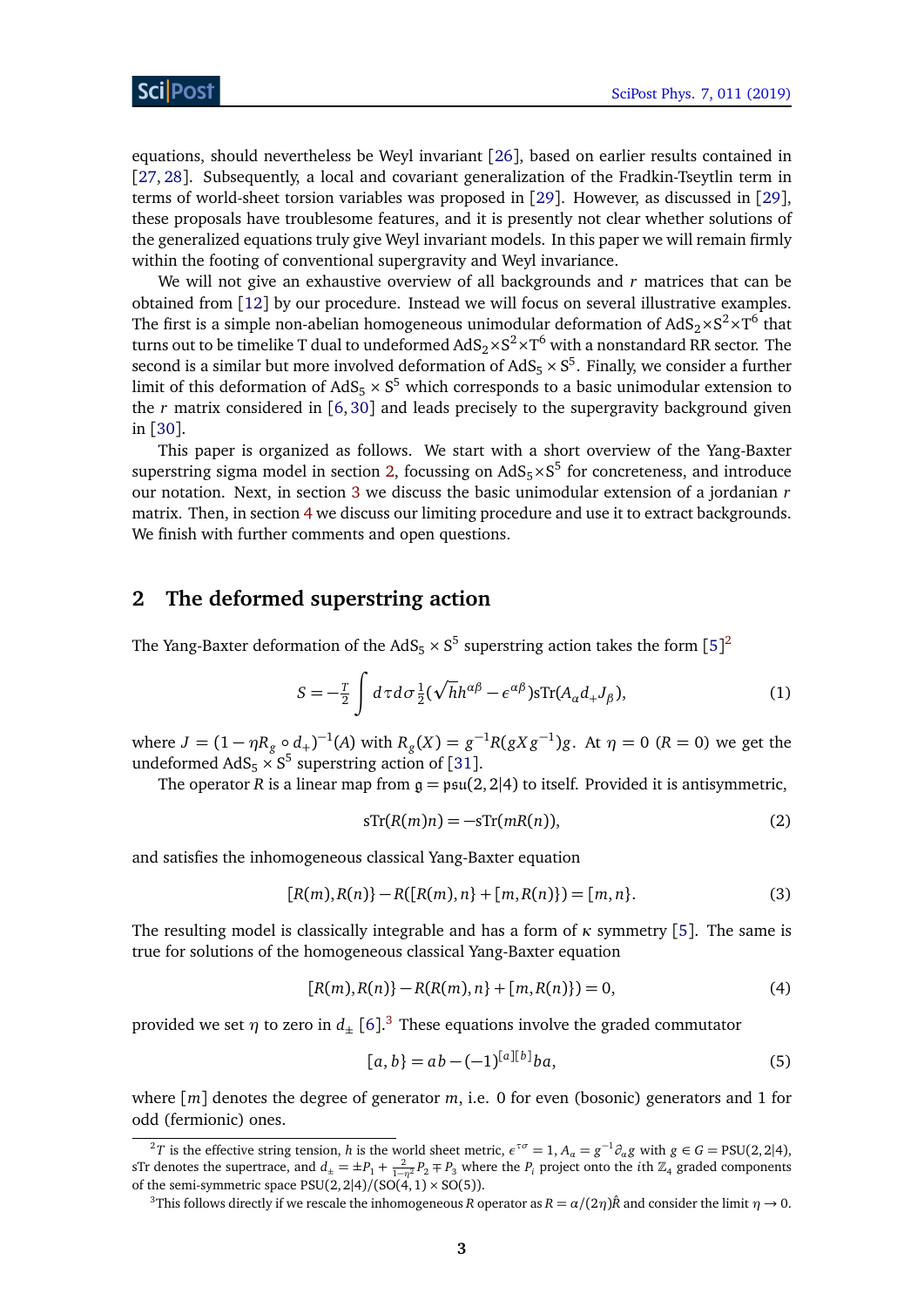equations, should nevertheless be Weyl invariant [26], based on earlier results contained in [27, 28]. Subsequently, a local and covariant generalization of the Fradkin-Tseytlin term in terms of world-sheet torsion variables was proposed in [29]. However, as discussed in [29], these proposals have troublesome features, and it is presently not clear whether solutions of the generalized equations truly give Weyl invariant models. In this paper we will remain firmly within the footing of conventional supergravity and Weyl invariance.

We will not give an exhaustive overview of all backgrounds and $r$ matrices that can be obtained from [12] by our procedure. Instead we will focus on several illustrative examples. The first is a simple non-abelian homogeneous unimodular deformation of $\mathrm{AdS}_2{\times}\mathrm{S}^2{\times}\mathrm{T}^6$ that turns out to be timelike T dual to undeformed $\mathrm{AdS}_2{\times}\mathrm{S}^2{\times}\mathrm{T}^6$ with a nonstandard RR sector. The second is a similar but more involved deformation of $\mathrm{AdS}_5 \times \mathrm{S}^5$. Finally, we consider a further limit of this deformation of $\mathrm{AdS}_5 \times \mathrm{S}^5$ which corresponds to a basic unimodular extension to the $r$ matrix considered in [6, 30] and leads precisely to the supergravity background given in [30].

This paper is organized as follows. We start with a short overview of the Yang-Baxter superstring sigma model in section 2, focussing on $\mathrm{AdS}_5{\times}\mathrm{S}^5$ for concreteness, and introduce our notation. Next, in section 3 we discuss the basic unimodular extension of a jordanian $r$ matrix. Then, in section 4 we discuss our limiting procedure and use it to extract backgrounds. We finish with further comments and open questions.

## 2 The deformed superstring action

The Yang-Baxter deformation of the $\mathrm{AdS}_5 \times \mathrm{S}^5$ superstring action takes the form [5][2]

$$S = -\tfrac{T}{2}\int d\tau d\sigma \tfrac{1}{2}(\sqrt{h}h^{\alpha\beta} - \epsilon^{\alpha\beta})\mathrm{sTr}(A_\alpha d_+ J_\beta), \tag{1}$$

where $J = (1-\eta R_g \circ d_+)^{-1}(A)$ with $R_g(X) = g^{-1}R(gXg^{-1})g$. At $\eta = 0$ ($R = 0$) we get the undeformed $\mathrm{AdS}_5 \times \mathrm{S}^5$ superstring action of [31].

The operator $R$ is a linear map from $\mathfrak{g} = \mathfrak{psu}(2,2|4)$ to itself. Provided it is antisymmetric,

$$\mathrm{sTr}(R(m)n) = -\mathrm{sTr}(mR(n)), \tag{2}$$

and satisfies the inhomogeneous classical Yang-Baxter equation

$$[R(m),R(n)\} - R([R(m),n\} + [m,R(n)\}) = [m,n\}. \tag{3}$$

The resulting model is classically integrable and has a form of $\kappa$ symmetry [5]. The same is true for solutions of the homogeneous classical Yang-Baxter equation

$$[R(m),R(n)\} - R(R(m),n\} + [m,R(n)\}) = 0, \tag{4}$$

provided we set $\eta$ to zero in $d_\pm$ [6].[3] These equations involve the graded commutator

$$[a,b\} = ab - (-1)^{[a][b]}ba, \tag{5}$$

where $[m]$ denotes the degree of generator $m$, i.e. 0 for even (bosonic) generators and 1 for odd (fermionic) ones.

---

[2] $T$ is the effective string tension, $h$ is the world sheet metric, $\epsilon^{\tau\sigma} = 1$, $A_\alpha = g^{-1}\partial_\alpha g$ with $g \in G = \mathrm{PSU}(2,2|4)$, sTr denotes the supertrace, and $d_\pm = \pm P_1 + \frac{2}{1-\eta^2}P_2 \mp P_3$ where the $P_i$ project onto the $i$th $\mathbb{Z}_4$ graded components of the semi-symmetric space $\mathrm{PSU}(2,2|4)/(\mathrm{SO}(4,1)\times\mathrm{SO}(5))$.

[3] This follows directly if we rescale the inhomogeneous $R$ operator as $R = \alpha/(2\eta)\hat{R}$ and consider the limit $\eta \to 0$.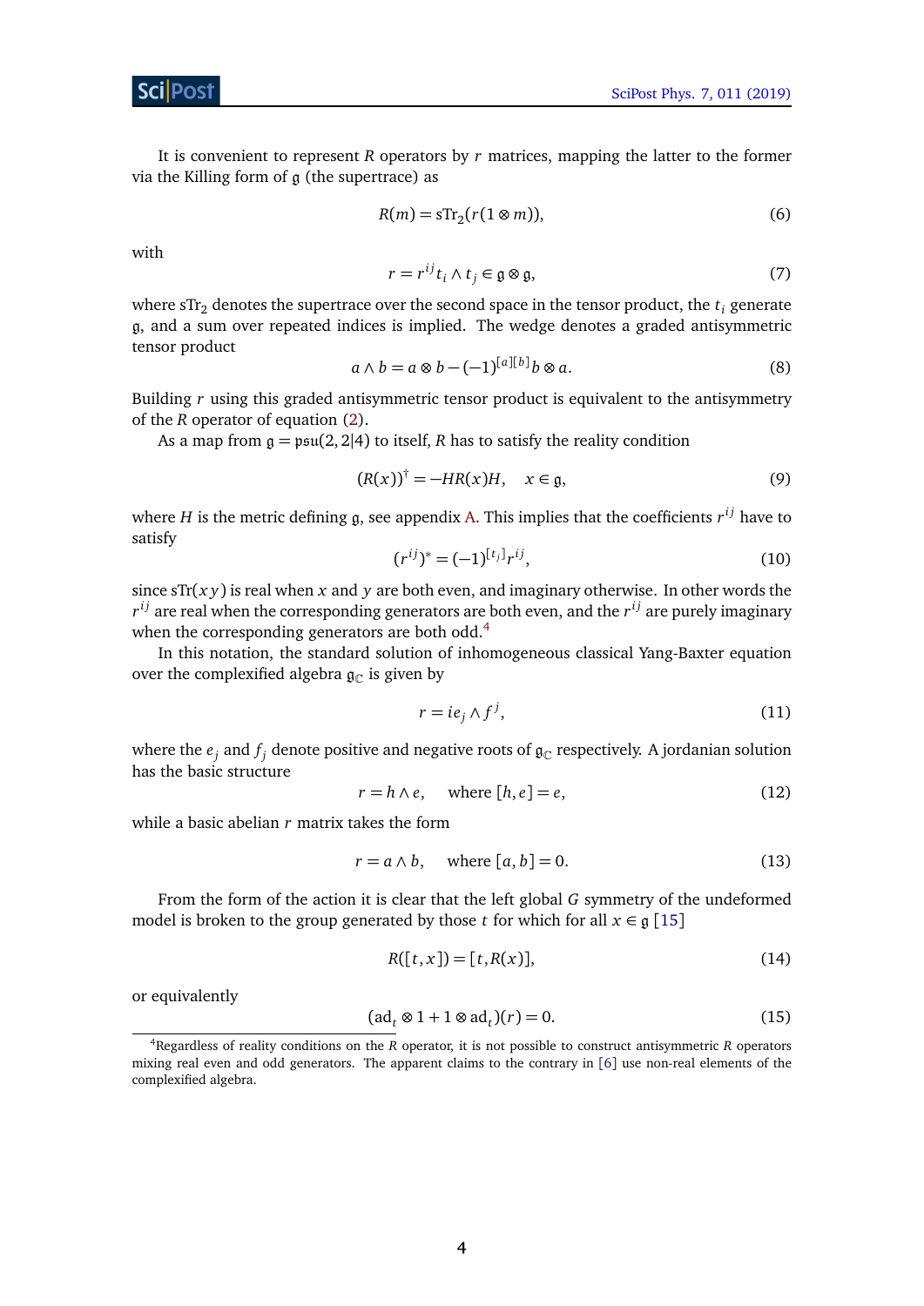It is convenient to represent $R$ operators by $r$ matrices, mapping the latter to the former via the Killing form of $\mathfrak{g}$ (the supertrace) as

$$R(m) = \mathrm{sTr}_2(r(1 \otimes m)), \tag{6}$$

with

$$r = r^{ij} t_i \wedge t_j \in \mathfrak{g} \otimes \mathfrak{g}, \tag{7}$$

where $\mathrm{sTr}_2$ denotes the supertrace over the second space in the tensor product, the $t_i$ generate $\mathfrak{g}$, and a sum over repeated indices is implied. The wedge denotes a graded antisymmetric tensor product

$$a \wedge b = a \otimes b - (-1)^{[a][b]} b \otimes a. \tag{8}$$

Building $r$ using this graded antisymmetric tensor product is equivalent to the antisymmetry of the $R$ operator of equation (2).

As a map from $\mathfrak{g} = \mathfrak{psu}(2,2|4)$ to itself, $R$ has to satisfy the reality condition

$$(R(x))^\dagger = -HR(x)H, \quad x \in \mathfrak{g}, \tag{9}$$

where $H$ is the metric defining $\mathfrak{g}$, see appendix A. This implies that the coefficients $r^{ij}$ have to satisfy

$$(r^{ij})^* = (-1)^{[t_j]} r^{ij}, \tag{10}$$

since $\mathrm{sTr}(xy)$ is real when $x$ and $y$ are both even, and imaginary otherwise. In other words the $r^{ij}$ are real when the corresponding generators are both even, and the $r^{ij}$ are purely imaginary when the corresponding generators are both odd.[4]

In this notation, the standard solution of inhomogeneous classical Yang-Baxter equation over the complexified algebra $\mathfrak{g}_{\mathbb{C}}$ is given by

$$r = i e_j \wedge f^j, \tag{11}$$

where the $e_j$ and $f_j$ denote positive and negative roots of $\mathfrak{g}_{\mathbb{C}}$ respectively. A jordanian solution has the basic structure

$$r = h \wedge e, \quad \text{where } [h,e] = e, \tag{12}$$

while a basic abelian $r$ matrix takes the form

$$r = a \wedge b, \quad \text{where } [a,b] = 0. \tag{13}$$

From the form of the action it is clear that the left global $G$ symmetry of the undeformed model is broken to the group generated by those $t$ for which for all $x \in \mathfrak{g}$ [15]

$$R([t,x]) = [t, R(x)], \tag{14}$$

or equivalently

$$(\mathrm{ad}_t \otimes 1 + 1 \otimes \mathrm{ad}_t)(r) = 0. \tag{15}$$

[4] Regardless of reality conditions on the $R$ operator, it is not possible to construct antisymmetric $R$ operators mixing real even and odd generators. The apparent claims to the contrary in [6] use non-real elements of the complexified algebra.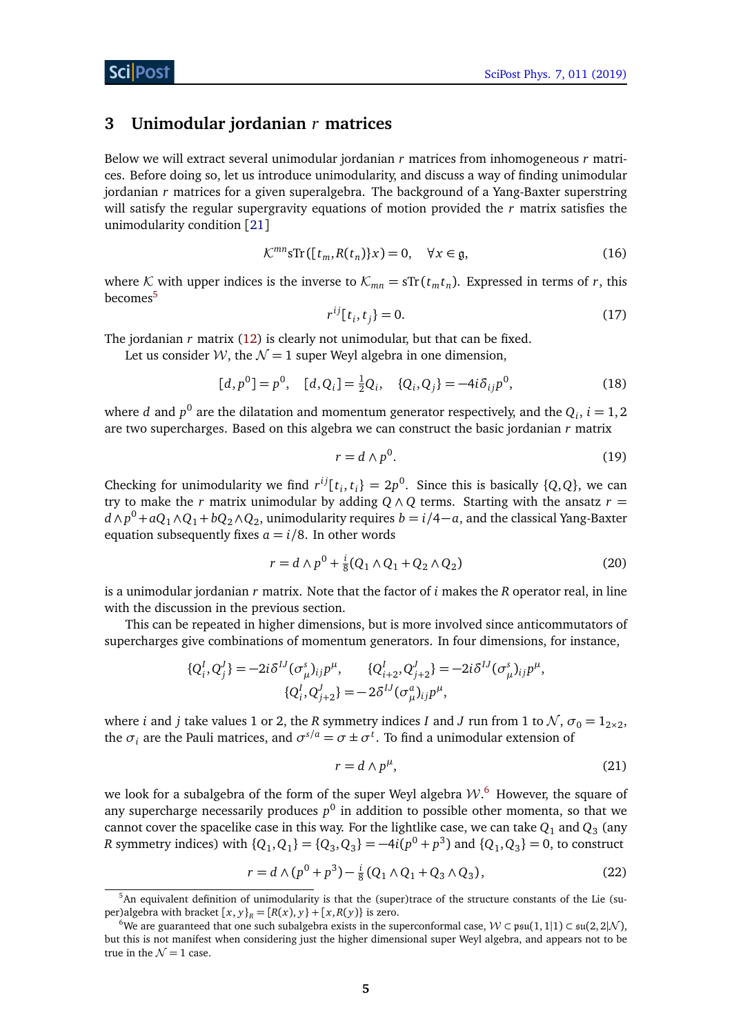## 3 Unimodular jordanian $r$ matrices

Below we will extract several unimodular jordanian $r$ matrices from inhomogeneous $r$ matrices. Before doing so, let us introduce unimodularity, and discuss a way of finding unimodular jordanian $r$ matrices for a given superalgebra. The background of a Yang-Baxter superstring will satisfy the regular supergravity equations of motion provided the $r$ matrix satisfies the unimodularity condition [21]

$$\mathcal{K}^{mn}\mathrm{sTr}([t_m, R(t_n)\}x) = 0, \quad \forall x \in \mathfrak{g}, \tag{16}$$

where $\mathcal{K}$ with upper indices is the inverse to $\mathcal{K}_{mn} = \mathrm{sTr}(t_m t_n)$. Expressed in terms of $r$, this becomes[5]

$$r^{ij}[t_i, t_j\} = 0. \tag{17}$$

The jordanian $r$ matrix (12) is clearly not unimodular, but that can be fixed.

Let us consider $\mathcal{W}$, the $\mathcal{N} = 1$ super Weyl algebra in one dimension,

$$[d, p^0] = p^0, \quad [d, Q_i] = \tfrac{1}{2}Q_i, \quad \{Q_i, Q_j\} = -4i\delta_{ij}p^0, \tag{18}$$

where $d$ and $p^0$ are the dilatation and momentum generator respectively, and the $Q_i$, $i = 1, 2$ are two supercharges. Based on this algebra we can construct the basic jordanian $r$ matrix

$$r = d \wedge p^0. \tag{19}$$

Checking for unimodularity we find $r^{ij}[t_i, t_i\} = 2p^0$. Since this is basically $\{Q, Q\}$, we can try to make the $r$ matrix unimodular by adding $Q \wedge Q$ terms. Starting with the ansatz $r = d \wedge p^0 + aQ_1 \wedge Q_1 + bQ_2 \wedge Q_2$, unimodularity requires $b = i/4 - a$, and the classical Yang-Baxter equation subsequently fixes $a = i/8$. In other words

$$r = d \wedge p^0 + \tfrac{i}{8}(Q_1 \wedge Q_1 + Q_2 \wedge Q_2) \tag{20}$$

is a unimodular jordanian $r$ matrix. Note that the factor of $i$ makes the $R$ operator real, in line with the discussion in the previous section.

This can be repeated in higher dimensions, but is more involved since anticommutators of supercharges give combinations of momentum generators. In four dimensions, for instance,

$$\{Q_i^I, Q_j^J\} = -2i\delta^{IJ}(\sigma_\mu^s)_{ij}p^\mu, \qquad \{Q_{i+2}^I, Q_{j+2}^J\} = -2i\delta^{IJ}(\sigma_\mu^s)_{ij}p^\mu,$$
$$\{Q_i^I, Q_{j+2}^J\} = -2\delta^{IJ}(\sigma_\mu^a)_{ij}p^\mu,$$

where $i$ and $j$ take values 1 or 2, the $R$ symmetry indices $I$ and $J$ run from 1 to $\mathcal{N}$, $\sigma_0 = 1_{2\times 2}$, the $\sigma_i$ are the Pauli matrices, and $\sigma^{s/a} = \sigma \pm \sigma^t$. To find a unimodular extension of

$$r = d \wedge p^\mu, \tag{21}$$

we look for a subalgebra of the form of the super Weyl algebra $\mathcal{W}$.[6] However, the square of any supercharge necessarily produces $p^0$ in addition to possible other momenta, so that we cannot cover the spacelike case in this way. For the lightlike case, we can take $Q_1$ and $Q_3$ (any $R$ symmetry indices) with $\{Q_1, Q_1\} = \{Q_3, Q_3\} = -4i(p^0 + p^3)$ and $\{Q_1, Q_3\} = 0$, to construct

$$r = d \wedge (p^0 + p^3) - \tfrac{i}{8}(Q_1 \wedge Q_1 + Q_3 \wedge Q_3), \tag{22}$$

---

[5] An equivalent definition of unimodularity is that the (super)trace of the structure constants of the Lie (super)algebra with bracket $[x, y]_R = [R(x), y\} + [x, R(y)\}$ is zero.

[6] We are guaranteed that one such subalgebra exists in the superconformal case, $\mathcal{W} \subset \mathfrak{psu}(1, 1|1) \subset \mathfrak{su}(2, 2|\mathcal{N})$, but this is not manifest when considering just the higher dimensional super Weyl algebra, and appears not to be true in the $\mathcal{N} = 1$ case.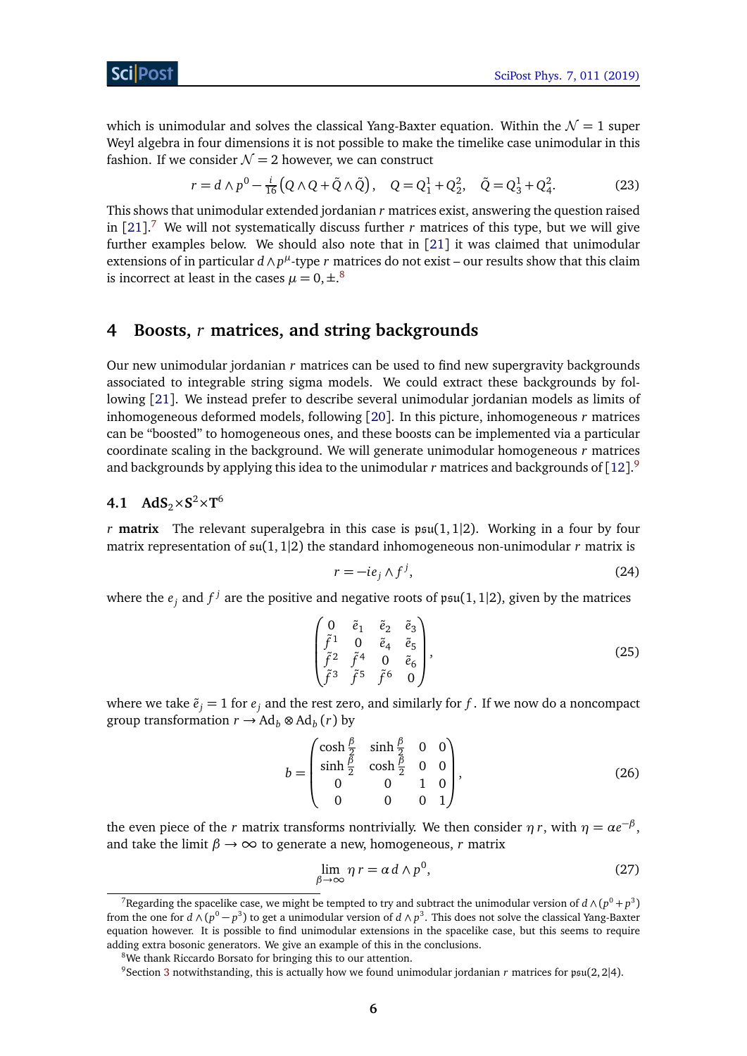which is unimodular and solves the classical Yang-Baxter equation. Within the $\mathcal{N}=1$ super Weyl algebra in four dimensions it is not possible to make the timelike case unimodular in this fashion. If we consider $\mathcal{N}=2$ however, we can construct

$$
r = d \wedge p^0 - \tfrac{i}{16}\left(Q \wedge Q + \tilde{Q} \wedge \tilde{Q}\right), \quad Q = Q_1^1 + Q_2^2, \quad \tilde{Q} = Q_3^1 + Q_4^2. \tag{23}
$$

This shows that unimodular extended jordanian $r$ matrices exist, answering the question raised in [21].[7] We will not systematically discuss further $r$ matrices of this type, but we will give further examples below. We should also note that in [21] it was claimed that unimodular extensions of in particular $d \wedge p^\mu$-type $r$ matrices do not exist – our results show that this claim is incorrect at least in the cases $\mu = 0, \pm$.[8]

## 4 Boosts, $r$ matrices, and string backgrounds

Our new unimodular jordanian $r$ matrices can be used to find new supergravity backgrounds associated to integrable string sigma models. We could extract these backgrounds by following [21]. We instead prefer to describe several unimodular jordanian models as limits of inhomogeneous deformed models, following [20]. In this picture, inhomogeneous $r$ matrices can be "boosted" to homogeneous ones, and these boosts can be implemented via a particular coordinate scaling in the background. We will generate unimodular homogeneous $r$ matrices and backgrounds by applying this idea to the unimodular $r$ matrices and backgrounds of [12].[9]

### 4.1 $\mathbf{AdS_2 \times S^2 \times T^6}$

**$r$ matrix** The relevant superalgebra in this case is $\mathfrak{psu}(1,1|2)$. Working in a four by four matrix representation of $\mathfrak{su}(1,1|2)$ the standard inhomogeneous non-unimodular $r$ matrix is

$$
r = -i e_j \wedge f^j, \tag{24}
$$

where the $e_j$ and $f^j$ are the positive and negative roots of $\mathfrak{psu}(1,1|2)$, given by the matrices

$$
\begin{pmatrix} 0 & \tilde{e}_1 & \tilde{e}_2 & \tilde{e}_3 \\ \tilde{f}^1 & 0 & \tilde{e}_4 & \tilde{e}_5 \\ \tilde{f}^2 & \tilde{f}^4 & 0 & \tilde{e}_6 \\ \tilde{f}^3 & \tilde{f}^5 & \tilde{f}^6 & 0 \end{pmatrix}, \tag{25}
$$

where we take $\tilde{e}_j = 1$ for $e_j$ and the rest zero, and similarly for $f$. If we now do a noncompact group transformation $r \to \mathrm{Ad}_b \otimes \mathrm{Ad}_b(r)$ by

$$
b = \begin{pmatrix} \cosh\frac{\beta}{2} & \sinh\frac{\beta}{2} & 0 & 0 \\ \sinh\frac{\beta}{2} & \cosh\frac{\beta}{2} & 0 & 0 \\ 0 & 0 & 1 & 0 \\ 0 & 0 & 0 & 1 \end{pmatrix}, \tag{26}
$$

the even piece of the $r$ matrix transforms nontrivially. We then consider $\eta\, r$, with $\eta = \alpha e^{-\beta}$, and take the limit $\beta \to \infty$ to generate a new, homogeneous, $r$ matrix

$$
\lim_{\beta \to \infty} \eta\, r = \alpha\, d \wedge p^0, \tag{27}
$$

---

[7] Regarding the spacelike case, we might be tempted to try and subtract the unimodular version of $d \wedge (p^0 + p^3)$ from the one for $d \wedge (p^0 - p^3)$ to get a unimodular version of $d \wedge p^3$. This does not solve the classical Yang-Baxter equation however. It is possible to find unimodular extensions in the spacelike case, but this seems to require adding extra bosonic generators. We give an example of this in the conclusions.

[8] We thank Riccardo Borsato for bringing this to our attention.

[9] Section 3 notwithstanding, this is actually how we found unimodular jordanian $r$ matrices for $\mathfrak{psu}(2,2|4)$.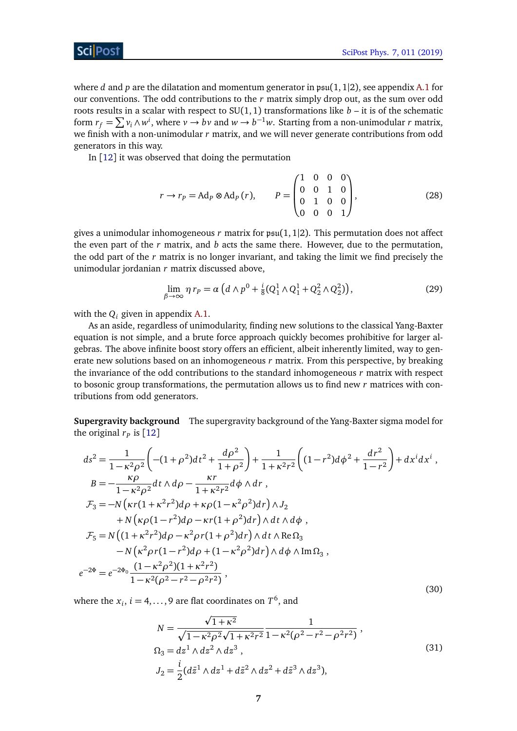where $d$ and $p$ are the dilatation and momentum generator in $\mathfrak{psu}(1,1|2)$, see appendix A.1 for our conventions. The odd contributions to the $r$ matrix simply drop out, as the sum over odd roots results in a scalar with respect to SU(1, 1) transformations like $b$ – it is of the schematic form $r_f = \sum v_i \wedge w^i$, where $v \to bv$ and $w \to b^{-1} w$. Starting from a non-unimodular $r$ matrix, we finish with a non-unimodular $r$ matrix, and we will never generate contributions from odd generators in this way.

In [12] it was observed that doing the permutation

$$
r \to r_P = \mathrm{Ad}_P \otimes \mathrm{Ad}_P(r), \qquad P = \begin{pmatrix} 1 & 0 & 0 & 0 \\ 0 & 0 & 1 & 0 \\ 0 & 1 & 0 & 0 \\ 0 & 0 & 0 & 1 \end{pmatrix}, \tag{28}
$$

gives a unimodular inhomogeneous $r$ matrix for $\mathfrak{psu}(1,1|2)$. This permutation does not affect the even part of the $r$ matrix, and $b$ acts the same there. However, due to the permutation, the odd part of the $r$ matrix is no longer invariant, and taking the limit we find precisely the unimodular jordanian $r$ matrix discussed above,

$$
\lim_{\beta \to \infty} \eta \, r_P = \alpha \left( d \wedge p^0 + \tfrac{i}{8} (Q^1_1 \wedge Q^1_1 + Q^2_2 \wedge Q^2_2) \right), \tag{29}
$$

with the $Q_i$ given in appendix A.1.

As an aside, regardless of unimodularity, finding new solutions to the classical Yang-Baxter equation is not simple, and a brute force approach quickly becomes prohibitive for larger algebras. The above infinite boost story offers an efficient, albeit inherently limited, way to generate new solutions based on an inhomogeneous $r$ matrix. From this perspective, by breaking the invariance of the odd contributions to the standard inhomogeneous $r$ matrix with respect to bosonic group transformations, the permutation allows us to find new $r$ matrices with contributions from odd generators.

**Supergravity background** The supergravity background of the Yang-Baxter sigma model for the original $r_P$ is [12]

$$
\begin{aligned}
ds^2 &= \frac{1}{1-\kappa^2\rho^2}\left(-(1+\rho^2)dt^2 + \frac{d\rho^2}{1+\rho^2}\right) + \frac{1}{1+\kappa^2 r^2}\left((1-r^2)d\phi^2 + \frac{dr^2}{1-r^2}\right) + dx^i dx^i \,, \\
B &= -\frac{\kappa\rho}{1-\kappa^2\rho^2} dt\wedge d\rho - \frac{\kappa r}{1+\kappa^2 r^2} d\phi \wedge dr \,, \\
\mathcal{F}_3 &= -N\left(\kappa r(1+\kappa^2 r^2) d\rho + \kappa\rho(1-\kappa^2\rho^2) dr\right)\wedge J_2 \\
&\quad + N\left(\kappa\rho(1-r^2)d\rho - \kappa r(1+\rho^2)dr\right)\wedge dt \wedge d\phi \,, \\
\mathcal{F}_5 &= N\left((1+\kappa^2 r^2)d\rho - \kappa^2 \rho r(1+\rho^2)dr\right)\wedge dt \wedge \mathrm{Re}\,\Omega_3 \\
&\quad - N\left(\kappa^2\rho r(1-r^2)d\rho + (1-\kappa^2\rho^2)dr\right)\wedge d\phi \wedge \mathrm{Im}\,\Omega_3 \,, \\
e^{-2\Phi} &= e^{-2\Phi_0}\frac{(1-\kappa^2\rho^2)(1+\kappa^2 r^2)}{1-\kappa^2(\rho^2 - r^2 - \rho^2 r^2)} \,,
\end{aligned} \tag{30}
$$

where the $x_i$, $i = 4, \ldots, 9$ are flat coordinates on $T^6$, and

$$
\begin{aligned}
N &= \frac{\sqrt{1+\kappa^2}}{\sqrt{1-\kappa^2\rho^2}\sqrt{1+\kappa^2 r^2}} \frac{1}{1-\kappa^2(\rho^2 - r^2 - \rho^2 r^2)} \,, \\
\Omega_3 &= dz^1 \wedge dz^2 \wedge dz^3 \,, \\
J_2 &= \frac{i}{2}(d\bar{z}^1 \wedge dz^1 + d\bar{z}^2 \wedge dz^2 + d\bar{z}^3 \wedge dz^3),
\end{aligned} \tag{31}
$$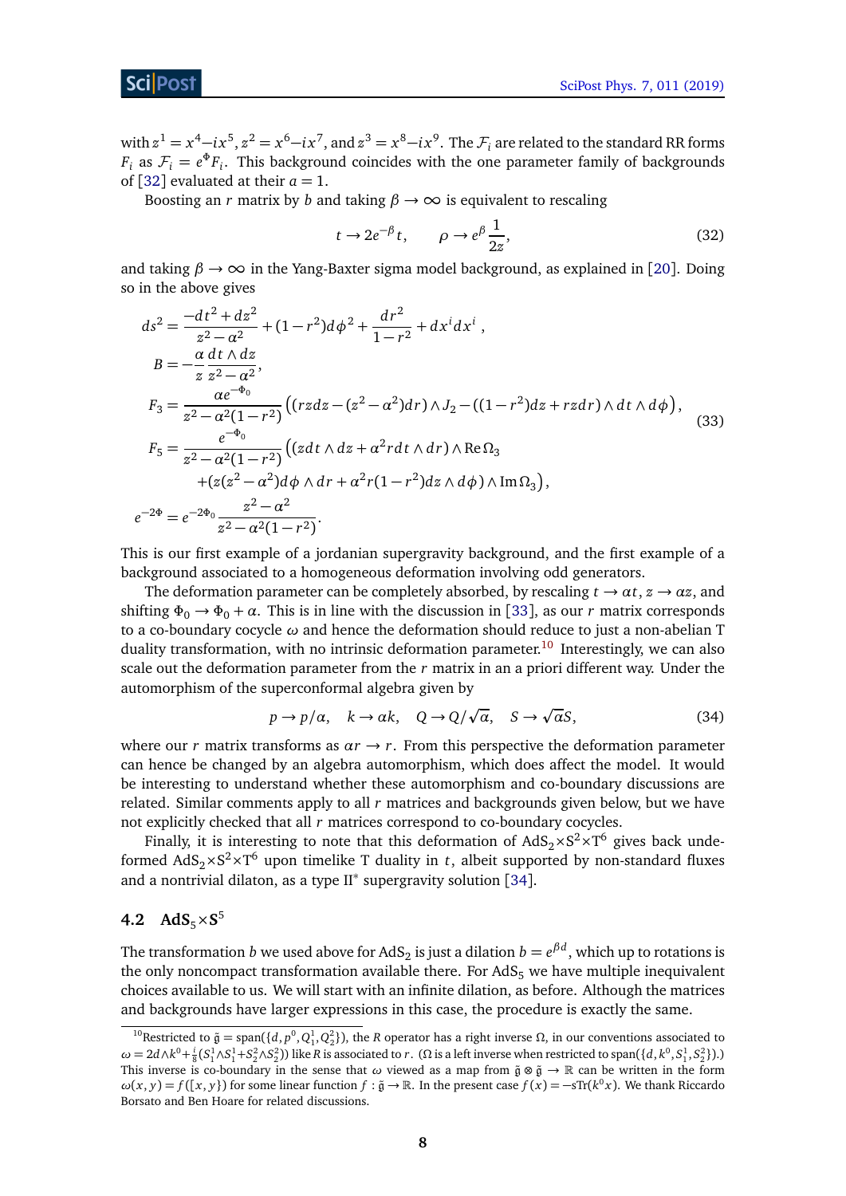with $z^1 = x^4 - ix^5$, $z^2 = x^6 - ix^7$, and $z^3 = x^8 - ix^9$. The $\mathcal{F}_i$ are related to the standard RR forms $F_i$ as $\mathcal{F}_i = e^{\Phi} F_i$. This background coincides with the one parameter family of backgrounds of [32] evaluated at their $a = 1$.

Boosting an $r$ matrix by $b$ and taking $\beta \to \infty$ is equivalent to rescaling

$$t \to 2e^{-\beta} t, \qquad \rho \to e^{\beta} \frac{1}{2z}, \tag{32}$$

and taking $\beta \to \infty$ in the Yang-Baxter sigma model background, as explained in [20]. Doing so in the above gives

$$\begin{aligned}
ds^2 &= \frac{-dt^2 + dz^2}{z^2 - \alpha^2} + (1 - r^2) d\phi^2 + \frac{dr^2}{1 - r^2} + dx^i dx^i \,, \\
B &= -\frac{\alpha}{z} \frac{dt \wedge dz}{z^2 - \alpha^2}, \\
F_3 &= \frac{\alpha e^{-\Phi_0}}{z^2 - \alpha^2(1 - r^2)} \Big( (rzdz - (z^2 - \alpha^2) dr) \wedge J_2 - ((1 - r^2) dz + rzdr) \wedge dt \wedge d\phi \Big), \\
F_5 &= \frac{e^{-\Phi_0}}{z^2 - \alpha^2(1 - r^2)} \Big( (zdt \wedge dz + \alpha^2 r dt \wedge dr) \wedge \mathrm{Re}\, \Omega_3 \\
&\qquad + (z(z^2 - \alpha^2) d\phi \wedge dr + \alpha^2 r (1 - r^2) dz \wedge d\phi) \wedge \mathrm{Im}\, \Omega_3 \Big), \\
e^{-2\Phi} &= e^{-2\Phi_0} \frac{z^2 - \alpha^2}{z^2 - \alpha^2(1 - r^2)}.
\end{aligned} \tag{33}$$

This is our first example of a jordanian supergravity background, and the first example of a background associated to a homogeneous deformation involving odd generators.

The deformation parameter can be completely absorbed, by rescaling $t \to \alpha t$, $z \to \alpha z$, and shifting $\Phi_0 \to \Phi_0 + \alpha$. This is in line with the discussion in [33], as our $r$ matrix corresponds to a co-boundary cocycle $\omega$ and hence the deformation should reduce to just a non-abelian T duality transformation, with no intrinsic deformation parameter.[10] Interestingly, we can also scale out the deformation parameter from the $r$ matrix in an a priori different way. Under the automorphism of the superconformal algebra given by

$$p \to p/\alpha, \quad k \to \alpha k, \quad Q \to Q/\sqrt{\alpha}, \quad S \to \sqrt{\alpha} S, \tag{34}$$

where our $r$ matrix transforms as $\alpha r \to r$. From this perspective the deformation parameter can hence be changed by an algebra automorphism, which does affect the model. It would be interesting to understand whether these automorphism and co-boundary discussions are related. Similar comments apply to all $r$ matrices and backgrounds given below, but we have not explicitly checked that all $r$ matrices correspond to co-boundary cocycles.

Finally, it is interesting to note that this deformation of $\mathrm{AdS}_2 \times \mathrm{S}^2 \times \mathrm{T}^6$ gives back undeformed $\mathrm{AdS}_2 \times \mathrm{S}^2 \times \mathrm{T}^6$ upon timelike T duality in $t$, albeit supported by non-standard fluxes and a nontrivial dilaton, as a type II$^*$ supergravity solution [34].

### 4.2 $\mathrm{AdS}_5 \times \mathrm{S}^5$

The transformation $b$ we used above for $\mathrm{AdS}_2$ is just a dilation $b = e^{\beta d}$, which up to rotations is the only noncompact transformation available there. For $\mathrm{AdS}_5$ we have multiple inequivalent choices available to us. We will start with an infinite dilation, as before. Although the matrices and backgrounds have larger expressions in this case, the procedure is exactly the same.

---

[10] Restricted to $\tilde{\mathfrak{g}} = \mathrm{span}(\{d, p^0, Q_1^1, Q_2^2\})$, the $R$ operator has a right inverse $\Omega$, in our conventions associated to $\omega = 2d \wedge k^0 + \frac{i}{8}(S_1^1 \wedge S_1^1 + S_2^2 \wedge S_2^2)$) like $R$ is associated to $r$. ($\Omega$ is a left inverse when restricted to $\mathrm{span}(\{d, k^0, S_1^1, S_2^2\})$.) This inverse is co-boundary in the sense that $\omega$ viewed as a map from $\tilde{\mathfrak{g}} \otimes \tilde{\mathfrak{g}} \to \mathbb{R}$ can be written in the form $\omega(x, y) = f([x, y])$ for some linear function $f : \tilde{\mathfrak{g}} \to \mathbb{R}$. In the present case $f(x) = -\mathrm{sTr}(k^0 x)$. We thank Riccardo Borsato and Ben Hoare for related discussions.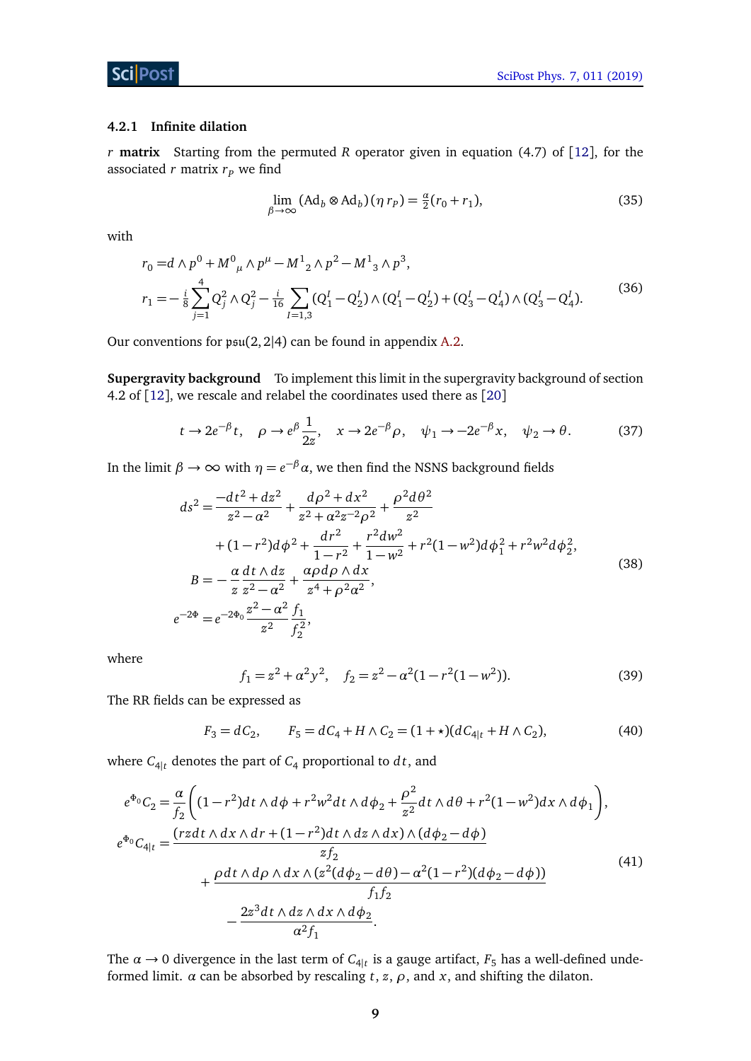#### 4.2.1 Infinite dilation

**$r$ matrix** Starting from the permuted $R$ operator given in equation (4.7) of [12], for the associated $r$ matrix $r_P$ we find

$$\lim_{\beta\to\infty} (\mathrm{Ad}_b \otimes \mathrm{Ad}_b)(\eta\, r_P) = \tfrac{\alpha}{2}(r_0 + r_1), \tag{35}$$

with

$$\begin{aligned} r_0 &= d \wedge p^0 + M^0{}_\mu \wedge p^\mu - M^1{}_2 \wedge p^2 - M^1{}_3 \wedge p^3, \\ r_1 &= -\tfrac{i}{8}\sum_{j=1}^{4} Q_j^2 \wedge Q_j^2 - \tfrac{i}{16}\sum_{I=1,3} (Q_1^I - Q_2^I)\wedge(Q_1^I - Q_2^I) + (Q_3^I - Q_4^I)\wedge(Q_3^I - Q_4^I). \end{aligned} \tag{36}$$

Our conventions for $\mathfrak{psu}(2,2|4)$ can be found in appendix A.2.

**Supergravity background** To implement this limit in the supergravity background of section 4.2 of [12], we rescale and relabel the coordinates used there as [20]

$$t \to 2e^{-\beta} t, \quad \rho \to e^{\beta}\frac{1}{2z}, \quad x \to 2e^{-\beta}\rho, \quad \psi_1 \to -2e^{-\beta}x, \quad \psi_2 \to \theta. \tag{37}$$

In the limit $\beta\to\infty$ with $\eta = e^{-\beta}\alpha$, we then find the NSNS background fields

$$\begin{aligned} ds^2 &= \frac{-dt^2 + dz^2}{z^2 - \alpha^2} + \frac{d\rho^2 + dx^2}{z^2 + \alpha^2 z^{-2}\rho^2} + \frac{\rho^2 d\theta^2}{z^2} \\ &\quad + (1-r^2)d\phi^2 + \frac{dr^2}{1-r^2} + \frac{r^2 dw^2}{1-w^2} + r^2(1-w^2)d\phi_1^2 + r^2 w^2 d\phi_2^2, \\ B &= -\frac{\alpha}{z}\frac{dt\wedge dz}{z^2-\alpha^2} + \frac{\alpha\rho\, d\rho\wedge dx}{z^4 + \rho^2\alpha^2}, \\ e^{-2\Phi} &= e^{-2\Phi_0}\frac{z^2-\alpha^2}{z^2}\frac{f_1}{f_2^2}, \end{aligned} \tag{38}$$

where

$$f_1 = z^2 + \alpha^2 y^2, \quad f_2 = z^2 - \alpha^2(1 - r^2(1-w^2)). \tag{39}$$

The RR fields can be expressed as

$$F_3 = dC_2, \qquad F_5 = dC_4 + H\wedge C_2 = (1+\star)(dC_{4|t} + H\wedge C_2), \tag{40}$$

where $C_{4|t}$ denotes the part of $C_4$ proportional to $dt$, and

$$\begin{aligned} e^{\Phi_0} C_2 &= \frac{\alpha}{f_2}\left((1-r^2)dt\wedge d\phi + r^2 w^2 dt\wedge d\phi_2 + \frac{\rho^2}{z^2}dt\wedge d\theta + r^2(1-w^2)dx\wedge d\phi_1\right), \\ e^{\Phi_0} C_{4|t} &= \frac{(rz\, dt\wedge dx\wedge dr + (1-r^2)dt\wedge dz\wedge dx)\wedge(d\phi_2 - d\phi)}{z f_2} \\ &\quad + \frac{\rho\, dt\wedge d\rho\wedge dx\wedge (z^2(d\phi_2 - d\theta) - \alpha^2(1-r^2)(d\phi_2 - d\phi))}{f_1 f_2} \\ &\quad - \frac{2z^3 dt\wedge dz\wedge dx\wedge d\phi_2}{\alpha^2 f_1}. \end{aligned} \tag{41}$$

The $\alpha\to 0$ divergence in the last term of $C_{4|t}$ is a gauge artifact, $F_5$ has a well-defined undeformed limit. $\alpha$ can be absorbed by rescaling $t$, $z$, $\rho$, and $x$, and shifting the dilaton.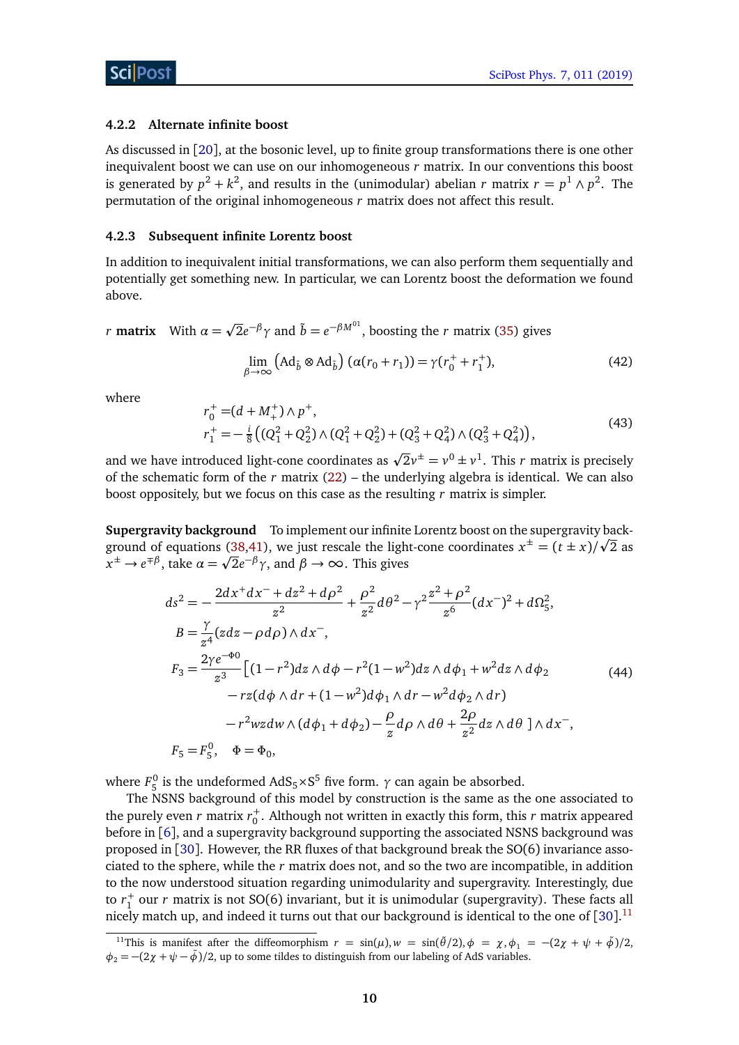#### 4.2.2 Alternate infinite boost

As discussed in [20], at the bosonic level, up to finite group transformations there is one other inequivalent boost we can use on our inhomogeneous $r$ matrix. In our conventions this boost is generated by $p^2 + k^2$, and results in the (unimodular) abelian $r$ matrix $r = p^1 \wedge p^2$. The permutation of the original inhomogeneous $r$ matrix does not affect this result.

#### 4.2.3 Subsequent infinite Lorentz boost

In addition to inequivalent initial transformations, we can also perform them sequentially and potentially get something new. In particular, we can Lorentz boost the deformation we found above.

**$r$ matrix** With $\alpha = \sqrt{2}e^{-\beta}\gamma$ and $\tilde{b} = e^{-\beta M^{01}}$, boosting the $r$ matrix (35) gives

$$\lim_{\beta \to \infty} \left(\mathrm{Ad}_{\tilde{b}} \otimes \mathrm{Ad}_{\tilde{b}}\right)(\alpha(r_0 + r_1)) = \gamma(r_0^+ + r_1^+), \tag{42}$$

where

$$\begin{aligned}
r_0^+ &= (d + M_+^+) \wedge p^+, \\
r_1^+ &= -\tfrac{i}{8}\left((Q_1^2 + Q_2^2) \wedge (Q_1^2 + Q_2^2) + (Q_3^2 + Q_4^2) \wedge (Q_3^2 + Q_4^2)\right),
\end{aligned} \tag{43}$$

and we have introduced light-cone coordinates as $\sqrt{2}v^\pm = v^0 \pm v^1$. This $r$ matrix is precisely of the schematic form of the $r$ matrix (22) – the underlying algebra is identical. We can also boost oppositely, but we focus on this case as the resulting $r$ matrix is simpler.

**Supergravity background** To implement our infinite Lorentz boost on the supergravity background of equations (38,41), we just rescale the light-cone coordinates $x^\pm = (t \pm x)/\sqrt{2}$ as $x^\pm \to e^{\mp\beta}$, take $\alpha = \sqrt{2}e^{-\beta}\gamma$, and $\beta \to \infty$. This gives

$$\begin{aligned}
ds^2 &= -\frac{2dx^+dx^- + dz^2 + d\rho^2}{z^2} + \frac{\rho^2}{z^2}d\theta^2 - \gamma^2\frac{z^2+\rho^2}{z^6}(dx^-)^2 + d\Omega_5^2, \\
B &= \frac{\gamma}{z^4}(zdz - \rho d\rho) \wedge dx^-, \\
F_3 &= \frac{2\gamma e^{-\Phi 0}}{z^3}\Big[(1-r^2)dz \wedge d\phi - r^2(1-w^2)dz \wedge d\phi_1 + w^2 dz \wedge d\phi_2 \\
&\qquad - rz(d\phi \wedge dr + (1-w^2)d\phi_1 \wedge dr - w^2 d\phi_2 \wedge dr) \\
&\qquad - r^2 wzdw \wedge (d\phi_1 + d\phi_2) - \frac{\rho}{z}d\rho \wedge d\theta + \frac{2\rho}{z^2}dz \wedge d\theta\ \Big] \wedge dx^-, \\
F_5 &= F_5^0, \quad \Phi = \Phi_0,
\end{aligned} \tag{44}$$

where $F_5^0$ is the undeformed $\mathrm{AdS}_5\times\mathrm{S}^5$ five form. $\gamma$ can again be absorbed.

The NSNS background of this model by construction is the same as the one associated to the purely even $r$ matrix $r_0^+$. Although not written in exactly this form, this $r$ matrix appeared before in [6], and a supergravity background supporting the associated NSNS background was proposed in [30]. However, the RR fluxes of that background break the SO(6) invariance associated to the sphere, while the $r$ matrix does not, and so the two are incompatible, in addition to the now understood situation regarding unimodularity and supergravity. Interestingly, due to $r_1^+$ our $r$ matrix is not SO(6) invariant, but it is unimodular (supergravity). These facts all nicely match up, and indeed it turns out that our background is identical to the one of [30].[11]

[11] This is manifest after the diffeomorphism $r = \sin(\mu), w = \sin(\tilde{\theta}/2), \phi = \chi, \phi_1 = -(2\chi + \psi + \tilde{\phi})/2$, $\phi_2 = -(2\chi + \psi - \tilde{\phi})/2$, up to some tildes to distinguish from our labeling of AdS variables.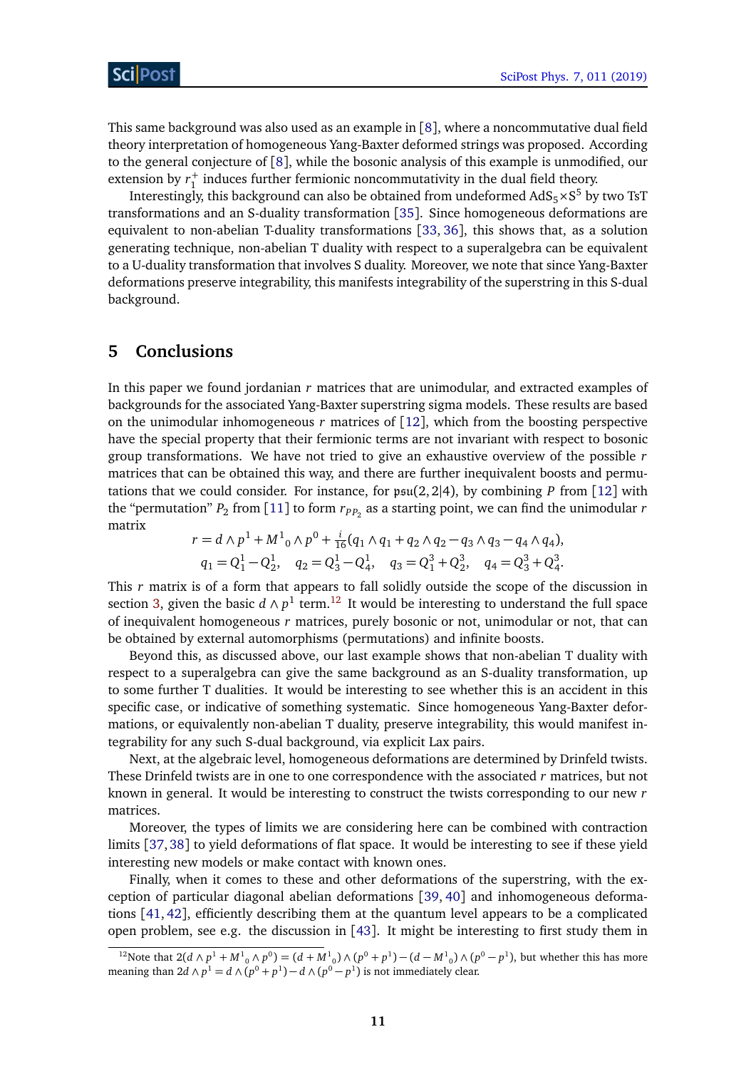This same background was also used as an example in [8], where a noncommutative dual field theory interpretation of homogeneous Yang-Baxter deformed strings was proposed. According to the general conjecture of [8], while the bosonic analysis of this example is unmodified, our extension by $r_1^+$ induces further fermionic noncommutativity in the dual field theory.

Interestingly, this background can also be obtained from undeformed $\text{AdS}_5\times\text{S}^5$ by two TsT transformations and an S-duality transformation [35]. Since homogeneous deformations are equivalent to non-abelian T-duality transformations [33, 36], this shows that, as a solution generating technique, non-abelian T duality with respect to a superalgebra can be equivalent to a U-duality transformation that involves S duality. Moreover, we note that since Yang-Baxter deformations preserve integrability, this manifests integrability of the superstring in this S-dual background.

# 5 Conclusions

In this paper we found jordanian $r$ matrices that are unimodular, and extracted examples of backgrounds for the associated Yang-Baxter superstring sigma models. These results are based on the unimodular inhomogeneous $r$ matrices of [12], which from the boosting perspective have the special property that their fermionic terms are not invariant with respect to bosonic group transformations. We have not tried to give an exhaustive overview of the possible $r$ matrices that can be obtained this way, and there are further inequivalent boosts and permutations that we could consider. For instance, for $\mathfrak{psu}(2,2|4)$, by combining $P$ from [12] with the "permutation" $P_2$ from [11] to form $r_{PP_2}$ as a starting point, we can find the unimodular $r$ matrix

$$
\begin{aligned}
r &= d\wedge p^1 + M^1{}_0\wedge p^0 + \tfrac{i}{16}(q_1\wedge q_1 + q_2\wedge q_2 - q_3\wedge q_3 - q_4\wedge q_4),\\
q_1 &= Q^1_1 - Q^1_2, \quad q_2 = Q^1_3 - Q^1_4, \quad q_3 = Q^3_1 + Q^3_2, \quad q_4 = Q^3_3 + Q^3_4.
\end{aligned}
$$

This $r$ matrix is of a form that appears to fall solidly outside the scope of the discussion in section 3, given the basic $d\wedge p^1$ term.[12] It would be interesting to understand the full space of inequivalent homogeneous $r$ matrices, purely bosonic or not, unimodular or not, that can be obtained by external automorphisms (permutations) and infinite boosts.

Beyond this, as discussed above, our last example shows that non-abelian T duality with respect to a superalgebra can give the same background as an S-duality transformation, up to some further T dualities. It would be interesting to see whether this is an accident in this specific case, or indicative of something systematic. Since homogeneous Yang-Baxter deformations, or equivalently non-abelian T duality, preserve integrability, this would manifest integrability for any such S-dual background, via explicit Lax pairs.

Next, at the algebraic level, homogeneous deformations are determined by Drinfeld twists. These Drinfeld twists are in one to one correspondence with the associated $r$ matrices, but not known in general. It would be interesting to construct the twists corresponding to our new $r$ matrices.

Moreover, the types of limits we are considering here can be combined with contraction limits [37, 38] to yield deformations of flat space. It would be interesting to see if these yield interesting new models or make contact with known ones.

Finally, when it comes to these and other deformations of the superstring, with the exception of particular diagonal abelian deformations [39, 40] and inhomogeneous deformations [41, 42], efficiently describing them at the quantum level appears to be a complicated open problem, see e.g. the discussion in [43]. It might be interesting to first study them in

[12] Note that $2(d\wedge p^1 + M^1{}_0\wedge p^0) = (d + M^1{}_0)\wedge(p^0+p^1) - (d - M^1{}_0)\wedge(p^0-p^1)$, but whether this has more meaning than $2d\wedge p^1 = d\wedge(p^0+p^1) - d\wedge(p^0-p^1)$ is not immediately clear.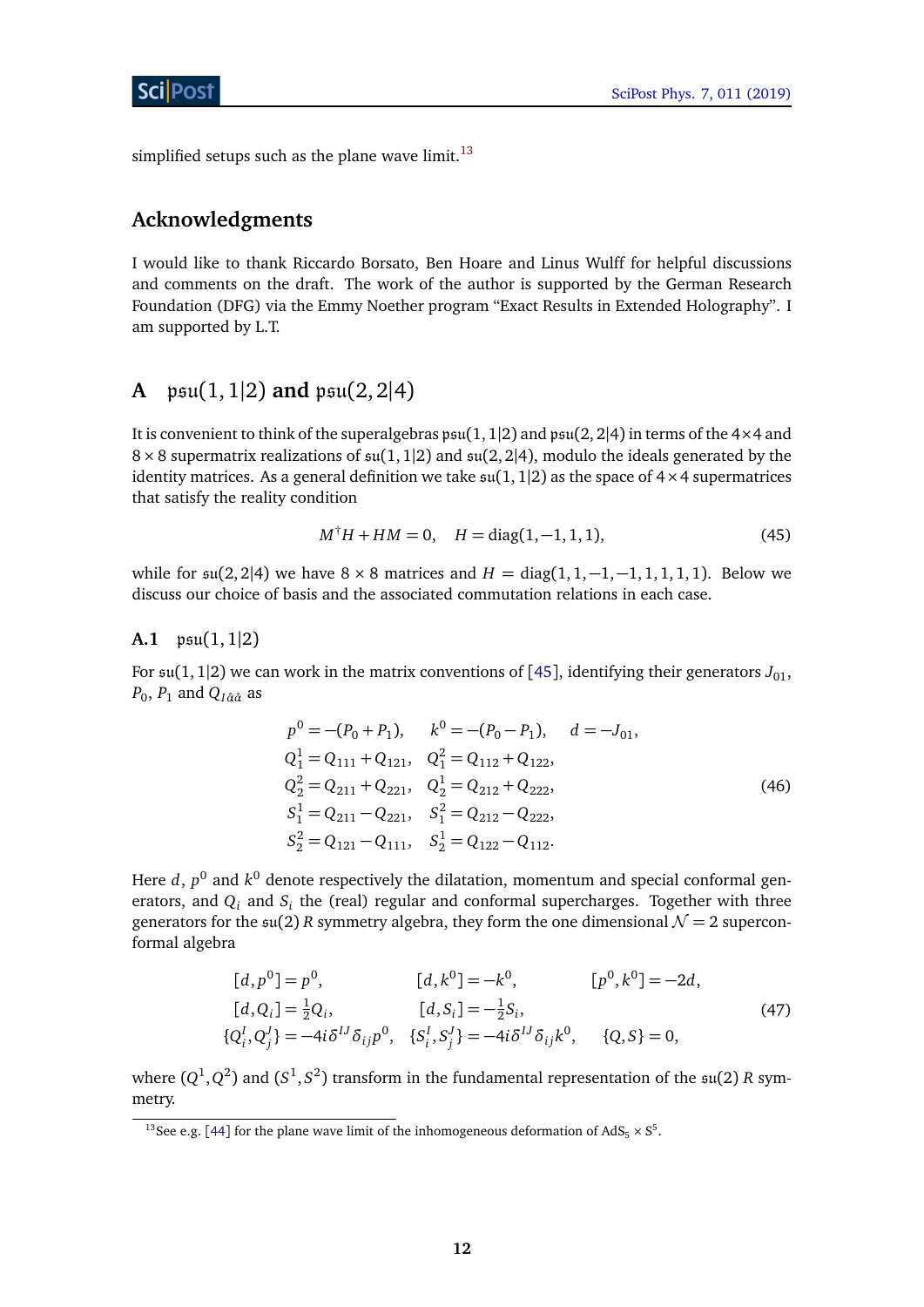simplified setups such as the plane wave limit.[13]

## Acknowledgments

I would like to thank Riccardo Borsato, Ben Hoare and Linus Wulff for helpful discussions and comments on the draft. The work of the author is supported by the German Research Foundation (DFG) via the Emmy Noether program "Exact Results in Extended Holography". I am supported by L.T.

## A $\mathfrak{psu}(1,1|2)$ and $\mathfrak{psu}(2,2|4)$

It is convenient to think of the superalgebras $\mathfrak{psu}(1,1|2)$ and $\mathfrak{psu}(2,2|4)$ in terms of the $4\times4$ and $8\times8$ supermatrix realizations of $\mathfrak{su}(1,1|2)$ and $\mathfrak{su}(2,2|4)$, modulo the ideals generated by the identity matrices. As a general definition we take $\mathfrak{su}(1,1|2)$ as the space of $4\times4$ supermatrices that satisfy the reality condition

$$M^\dagger H + HM = 0, \quad H = \mathrm{diag}(1,-1,1,1), \tag{45}$$

while for $\mathfrak{su}(2,2|4)$ we have $8\times8$ matrices and $H = \mathrm{diag}(1,1,-1,-1,1,1,1,1)$. Below we discuss our choice of basis and the associated commutation relations in each case.

### A.1 $\mathfrak{psu}(1,1|2)$

For $\mathfrak{su}(1,1|2)$ we can work in the matrix conventions of [45], identifying their generators $J_{01}$, $P_0$, $P_1$ and $Q_{I\hat{\alpha}\check{\alpha}}$ as

$$\begin{aligned}
p^0 &= -(P_0+P_1), & k^0 &= -(P_0-P_1), & d &= -J_{01}, \\
Q_1^1 &= Q_{111}+Q_{121}, & Q_1^2 &= Q_{112}+Q_{122}, & & \\
Q_2^2 &= Q_{211}+Q_{221}, & Q_2^1 &= Q_{212}+Q_{222}, & & \\
S_1^1 &= Q_{211}-Q_{221}, & S_1^2 &= Q_{212}-Q_{222}, & & \\
S_2^2 &= Q_{121}-Q_{111}, & S_2^1 &= Q_{122}-Q_{112}. & &
\end{aligned} \tag{46}$$

Here $d$, $p^0$ and $k^0$ denote respectively the dilatation, momentum and special conformal generators, and $Q_i$ and $S_i$ the (real) regular and conformal supercharges. Together with three generators for the $\mathfrak{su}(2)$ $R$ symmetry algebra, they form the one dimensional $\mathcal{N}=2$ superconformal algebra

$$\begin{aligned}
&[d,p^0] = p^0, && [d,k^0] = -k^0, && [p^0,k^0] = -2d, \\
&[d,Q_i] = \tfrac{1}{2}Q_i, && [d,S_i] = -\tfrac{1}{2}S_i, && \\
&\{Q_i^I,Q_j^J\} = -4i\delta^{IJ}\delta_{ij}p^0, && \{S_i^I,S_j^J\} = -4i\delta^{IJ}\delta_{ij}k^0, && \{Q,S\} = 0,
\end{aligned} \tag{47}$$

where $(Q^1,Q^2)$ and $(S^1,S^2)$ transform in the fundamental representation of the $\mathfrak{su}(2)$ $R$ symmetry.

[13] See e.g. [44] for the plane wave limit of the inhomogeneous deformation of $\mathrm{AdS}_5\times\mathrm{S}^5$.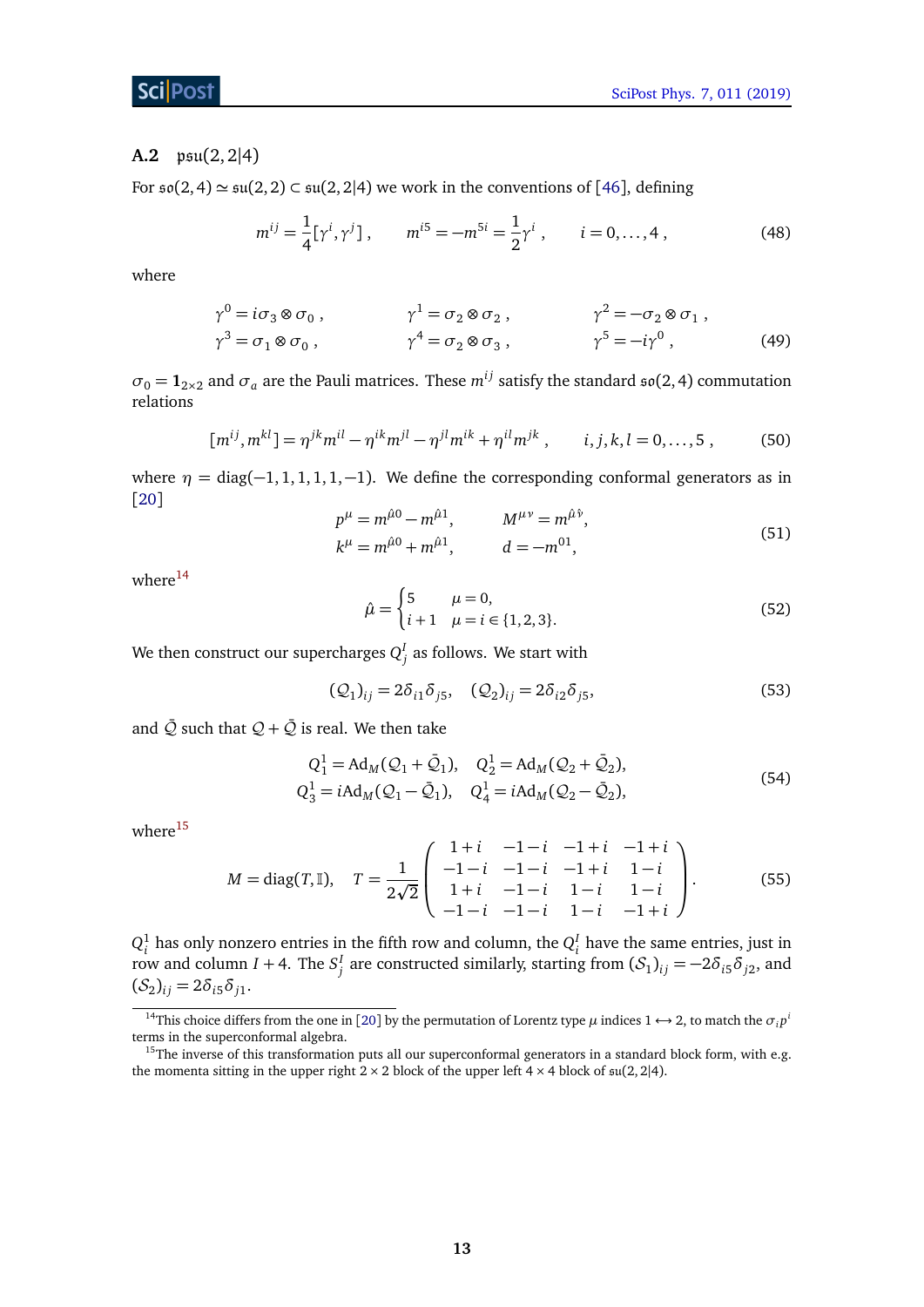### A.2 $\mathfrak{psu}(2,2|4)$

For $\mathfrak{so}(2,4) \simeq \mathfrak{su}(2,2) \subset \mathfrak{su}(2,2|4)$ we work in the conventions of [46], defining

$$m^{ij} = \frac{1}{4}[\gamma^i, \gamma^j]\,, \qquad m^{i5} = -m^{5i} = \frac{1}{2}\gamma^i\,, \qquad i = 0, \ldots, 4\,, \tag{48}$$

where

$$\begin{aligned}
\gamma^0 &= i\sigma_3 \otimes \sigma_0\,, & \gamma^1 &= \sigma_2 \otimes \sigma_2\,, & \gamma^2 &= -\sigma_2 \otimes \sigma_1\,, \\
\gamma^3 &= \sigma_1 \otimes \sigma_0\,, & \gamma^4 &= \sigma_2 \otimes \sigma_3\,, & \gamma^5 &= -i\gamma^0\,,
\end{aligned} \tag{49}$$

$\sigma_0 = \mathbf{1}_{2\times 2}$ and $\sigma_a$ are the Pauli matrices. These $m^{ij}$ satisfy the standard $\mathfrak{so}(2,4)$ commutation relations

$$[m^{ij}, m^{kl}] = \eta^{jk} m^{il} - \eta^{ik} m^{jl} - \eta^{jl} m^{ik} + \eta^{il} m^{jk}\,, \qquad i,j,k,l = 0, \ldots, 5\,, \tag{50}$$

where $\eta = \mathrm{diag}(-1,1,1,1,1,-1)$. We define the corresponding conformal generators as in [20]

$$\begin{aligned}
p^\mu &= m^{\hat{\mu}0} - m^{\hat{\mu}1}, & M^{\mu\nu} &= m^{\hat{\mu}\hat{\nu}}, \\
k^\mu &= m^{\hat{\mu}0} + m^{\hat{\mu}1}, & d &= -m^{01},
\end{aligned} \tag{51}$$

where[14]

$$\hat{\mu} = \begin{cases} 5 & \mu = 0, \\ i+1 & \mu = i \in \{1,2,3\}. \end{cases} \tag{52}$$

We then construct our supercharges $Q^I_j$ as follows. We start with

$$(\mathcal{Q}_1)_{ij} = 2\delta_{i1}\delta_{j5}, \quad (\mathcal{Q}_2)_{ij} = 2\delta_{i2}\delta_{j5}, \tag{53}$$

and $\bar{\mathcal{Q}}$ such that $\mathcal{Q} + \bar{\mathcal{Q}}$ is real. We then take

$$\begin{aligned}
Q^1_1 &= \mathrm{Ad}_M(\mathcal{Q}_1 + \bar{\mathcal{Q}}_1), & Q^1_2 &= \mathrm{Ad}_M(\mathcal{Q}_2 + \bar{\mathcal{Q}}_2), \\
Q^1_3 &= i\mathrm{Ad}_M(\mathcal{Q}_1 - \bar{\mathcal{Q}}_1), & Q^1_4 &= i\mathrm{Ad}_M(\mathcal{Q}_2 - \bar{\mathcal{Q}}_2),
\end{aligned} \tag{54}$$

where[15]

$$M = \mathrm{diag}(T, \mathbb{I}), \quad T = \frac{1}{2\sqrt{2}} \begin{pmatrix} 1+i & -1-i & -1+i & -1+i \\ -1-i & -1-i & -1+i & 1-i \\ 1+i & -1-i & 1-i & 1-i \\ -1-i & -1-i & 1-i & -1+i \end{pmatrix}. \tag{55}$$

$Q^1_i$ has only nonzero entries in the fifth row and column, the $Q^I_i$ have the same entries, just in row and column $I+4$. The $S^I_j$ are constructed similarly, starting from $(\mathcal{S}_1)_{ij} = -2\delta_{i5}\delta_{j2}$, and $(\mathcal{S}_2)_{ij} = 2\delta_{i5}\delta_{j1}$.

---

[14] This choice differs from the one in [20] by the permutation of Lorentz type $\mu$ indices $1 \leftrightarrow 2$, to match the $\sigma_i p^i$ terms in the superconformal algebra.

[15] The inverse of this transformation puts all our superconformal generators in a standard block form, with e.g. the momenta sitting in the upper right $2\times 2$ block of the upper left $4\times 4$ block of $\mathfrak{su}(2,2|4)$.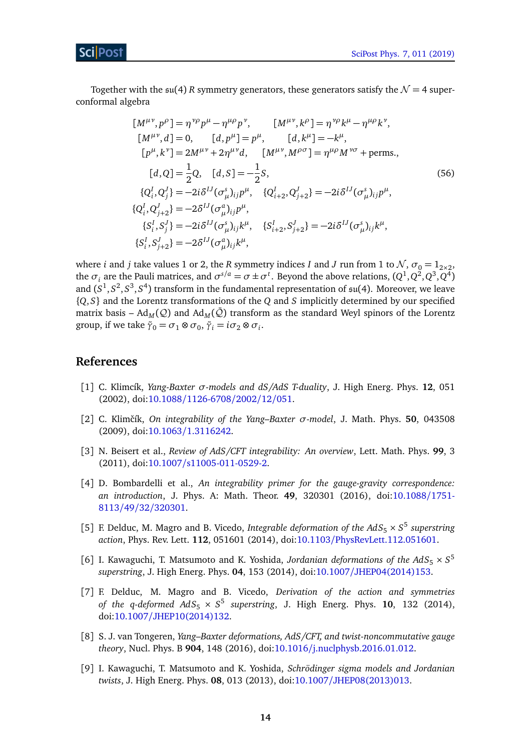Together with the $\mathfrak{su}(4)$ $R$ symmetry generators, these generators satisfy the $\mathcal{N}=4$ superconformal algebra

$$
\begin{aligned}
&[M^{\mu\nu}, p^\rho] = \eta^{\nu\rho} p^\mu - \eta^{\mu\rho} p^\nu, \qquad [M^{\mu\nu}, k^\rho] = \eta^{\nu\rho} k^\mu - \eta^{\mu\rho} k^\nu, \\
&[M^{\mu\nu}, d] = 0, \qquad [d, p^\mu] = p^\mu, \qquad [d, k^\mu] = -k^\mu, \\
&[p^\mu, k^\nu] = 2M^{\mu\nu} + 2\eta^{\mu\nu} d, \qquad [M^{\mu\nu}, M^{\rho\sigma}] = \eta^{\mu\rho} M^{\nu\sigma} + \text{perms.}, \\
&[d, Q] = \frac{1}{2} Q, \quad [d, S] = -\frac{1}{2} S, \\
&\{Q^I_i, Q^J_j\} = -2i\delta^{IJ} (\sigma^s_\mu)_{ij} p^\mu, \quad \{Q^I_{i+2}, Q^J_{j+2}\} = -2i\delta^{IJ} (\sigma^s_\mu)_{ij} p^\mu, \\
&\{Q^I_i, Q^J_{j+2}\} = -2\delta^{IJ} (\sigma^a_\mu)_{ij} p^\mu, \\
&\{S^I_i, S^J_j\} = -2i\delta^{IJ} (\sigma^s_\mu)_{ij} k^\mu, \quad \{S^I_{i+2}, S^J_{j+2}\} = -2i\delta^{IJ} (\sigma^s_\mu)_{ij} k^\mu, \\
&\{S^I_i, S^J_{j+2}\} = -2\delta^{IJ} (\sigma^a_\mu)_{ij} k^\mu,
\end{aligned}
\tag{56}
$$

where $i$ and $j$ take values 1 or 2, the $R$ symmetry indices $I$ and $J$ run from 1 to $\mathcal{N}$, $\sigma_0 = 1_{2\times 2}$, the $\sigma_i$ are the Pauli matrices, and $\sigma^{s/a} = \sigma \pm \sigma^t$. Beyond the above relations, $(Q^1, Q^2, Q^3, Q^4)$ and $(S^1, S^2, S^3, S^4)$ transform in the fundamental representation of $\mathfrak{su}(4)$. Moreover, we leave $\{Q, S\}$ and the Lorentz transformations of the $Q$ and $S$ implicitly determined by our specified matrix basis – $\mathrm{Ad}_M(\mathcal{Q})$ and $\mathrm{Ad}_M(\bar{\mathcal{Q}})$ transform as the standard Weyl spinors of the Lorentz group, if we take $\tilde{\gamma}_0 = \sigma_1 \otimes \sigma_0$, $\tilde{\gamma}_i = i\sigma_2 \otimes \sigma_i$.

## References

[1] C. Klimcík, *Yang-Baxter $\sigma$-models and dS/AdS T-duality*, J. High Energ. Phys. **12**, 051 (2002), doi:10.1088/1126-6708/2002/12/051.

[2] C. Klimčík, *On integrability of the Yang–Baxter $\sigma$-model*, J. Math. Phys. **50**, 043508 (2009), doi:10.1063/1.3116242.

[3] N. Beisert et al., *Review of AdS/CFT integrability: An overview*, Lett. Math. Phys. **99**, 3 (2011), doi:10.1007/s11005-011-0529-2.

[4] D. Bombardelli et al., *An integrability primer for the gauge-gravity correspondence: an introduction*, J. Phys. A: Math. Theor. **49**, 320301 (2016), doi:10.1088/1751-8113/49/32/320301.

[5] F. Delduc, M. Magro and B. Vicedo, *Integrable deformation of the $AdS_5 \times S^5$ superstring action*, Phys. Rev. Lett. **112**, 051601 (2014), doi:10.1103/PhysRevLett.112.051601.

[6] I. Kawaguchi, T. Matsumoto and K. Yoshida, *Jordanian deformations of the $AdS_5 \times S^5$ superstring*, J. High Energ. Phys. **04**, 153 (2014), doi:10.1007/JHEP04(2014)153.

[7] F. Delduc, M. Magro and B. Vicedo, *Derivation of the action and symmetries of the q-deformed $AdS_5 \times S^5$ superstring*, J. High Energ. Phys. **10**, 132 (2014), doi:10.1007/JHEP10(2014)132.

[8] S. J. van Tongeren, *Yang–Baxter deformations, AdS/CFT, and twist-noncommutative gauge theory*, Nucl. Phys. B **904**, 148 (2016), doi:10.1016/j.nuclphysb.2016.01.012.

[9] I. Kawaguchi, T. Matsumoto and K. Yoshida, *Schrödinger sigma models and Jordanian twists*, J. High Energ. Phys. **08**, 013 (2013), doi:10.1007/JHEP08(2013)013.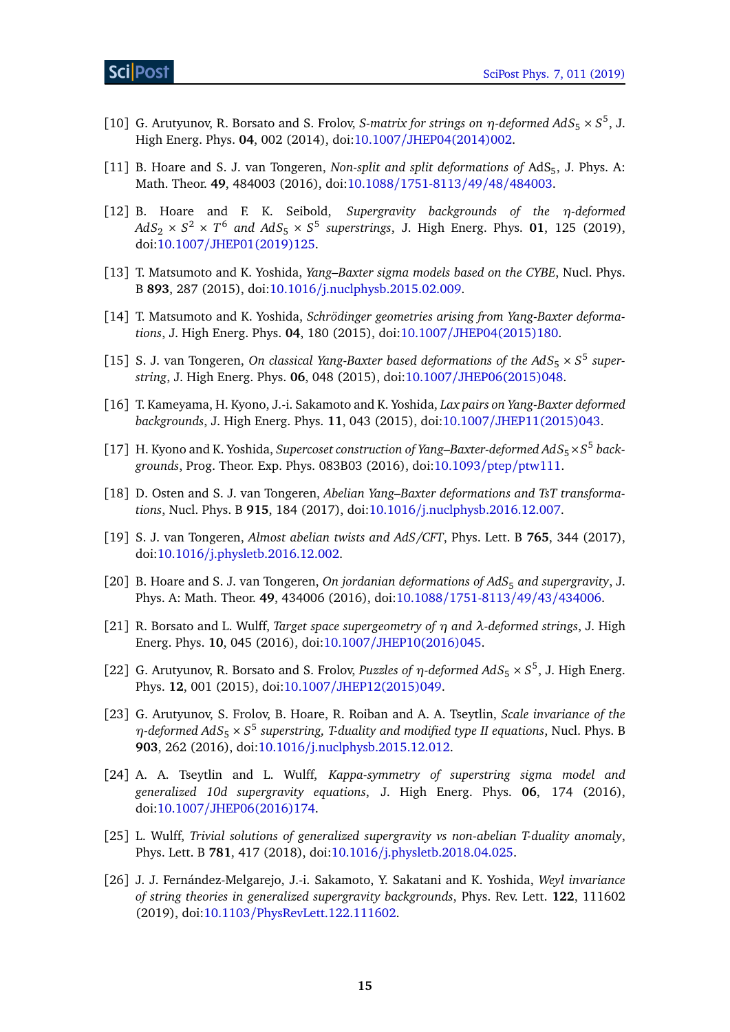[10] G. Arutyunov, R. Borsato and S. Frolov, *S-matrix for strings on η-deformed $AdS_5 \times S^5$*, J. High Energ. Phys. **04**, 002 (2014), doi:10.1007/JHEP04(2014)002.

[11] B. Hoare and S. J. van Tongeren, *Non-split and split deformations of* $\mathrm{AdS}_5$, J. Phys. A: Math. Theor. **49**, 484003 (2016), doi:10.1088/1751-8113/49/48/484003.

[12] B. Hoare and F. K. Seibold, *Supergravity backgrounds of the η-deformed $AdS_2 \times S^2 \times T^6$ and $AdS_5 \times S^5$ superstrings*, J. High Energ. Phys. **01**, 125 (2019), doi:10.1007/JHEP01(2019)125.

[13] T. Matsumoto and K. Yoshida, *Yang–Baxter sigma models based on the CYBE*, Nucl. Phys. B **893**, 287 (2015), doi:10.1016/j.nuclphysb.2015.02.009.

[14] T. Matsumoto and K. Yoshida, *Schrödinger geometries arising from Yang-Baxter deformations*, J. High Energ. Phys. **04**, 180 (2015), doi:10.1007/JHEP04(2015)180.

[15] S. J. van Tongeren, *On classical Yang-Baxter based deformations of the $AdS_5 \times S^5$ superstring*, J. High Energ. Phys. **06**, 048 (2015), doi:10.1007/JHEP06(2015)048.

[16] T. Kameyama, H. Kyono, J.-i. Sakamoto and K. Yoshida, *Lax pairs on Yang-Baxter deformed backgrounds*, J. High Energ. Phys. **11**, 043 (2015), doi:10.1007/JHEP11(2015)043.

[17] H. Kyono and K. Yoshida, *Supercoset construction of Yang–Baxter-deformed $AdS_5 \times S^5$ backgrounds*, Prog. Theor. Exp. Phys. 083B03 (2016), doi:10.1093/ptep/ptw111.

[18] D. Osten and S. J. van Tongeren, *Abelian Yang–Baxter deformations and TsT transformations*, Nucl. Phys. B **915**, 184 (2017), doi:10.1016/j.nuclphysb.2016.12.007.

[19] S. J. van Tongeren, *Almost abelian twists and AdS/CFT*, Phys. Lett. B **765**, 344 (2017), doi:10.1016/j.physletb.2016.12.002.

[20] B. Hoare and S. J. van Tongeren, *On jordanian deformations of $AdS_5$ and supergravity*, J. Phys. A: Math. Theor. **49**, 434006 (2016), doi:10.1088/1751-8113/49/43/434006.

[21] R. Borsato and L. Wulff, *Target space supergeometry of η and λ-deformed strings*, J. High Energ. Phys. **10**, 045 (2016), doi:10.1007/JHEP10(2016)045.

[22] G. Arutyunov, R. Borsato and S. Frolov, *Puzzles of η-deformed $AdS_5 \times S^5$*, J. High Energ. Phys. **12**, 001 (2015), doi:10.1007/JHEP12(2015)049.

[23] G. Arutyunov, S. Frolov, B. Hoare, R. Roiban and A. A. Tseytlin, *Scale invariance of the η-deformed $AdS_5 \times S^5$ superstring, T-duality and modified type II equations*, Nucl. Phys. B **903**, 262 (2016), doi:10.1016/j.nuclphysb.2015.12.012.

[24] A. A. Tseytlin and L. Wulff, *Kappa-symmetry of superstring sigma model and generalized 10d supergravity equations*, J. High Energ. Phys. **06**, 174 (2016), doi:10.1007/JHEP06(2016)174.

[25] L. Wulff, *Trivial solutions of generalized supergravity vs non-abelian T-duality anomaly*, Phys. Lett. B **781**, 417 (2018), doi:10.1016/j.physletb.2018.04.025.

[26] J. J. Fernández-Melgarejo, J.-i. Sakamoto, Y. Sakatani and K. Yoshida, *Weyl invariance of string theories in generalized supergravity backgrounds*, Phys. Rev. Lett. **122**, 111602 (2019), doi:10.1103/PhysRevLett.122.111602.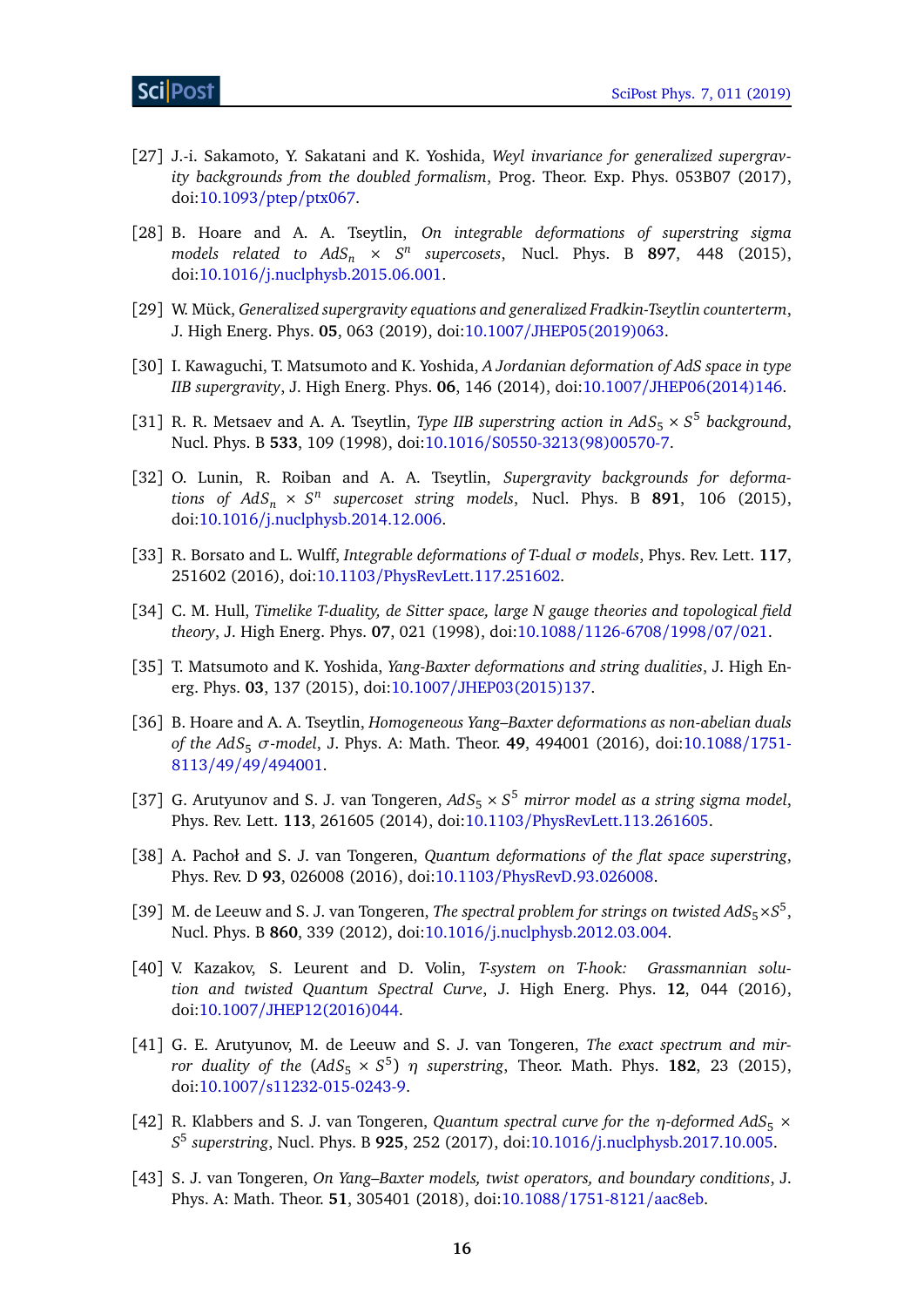[27] J.-i. Sakamoto, Y. Sakatani and K. Yoshida, *Weyl invariance for generalized supergravity backgrounds from the doubled formalism*, Prog. Theor. Exp. Phys. 053B07 (2017), doi:10.1093/ptep/ptx067.

[28] B. Hoare and A. A. Tseytlin, *On integrable deformations of superstring sigma models related to $AdS_n \times S^n$ supercosets*, Nucl. Phys. B **897**, 448 (2015), doi:10.1016/j.nuclphysb.2015.06.001.

[29] W. Mück, *Generalized supergravity equations and generalized Fradkin-Tseytlin counterterm*, J. High Energ. Phys. **05**, 063 (2019), doi:10.1007/JHEP05(2019)063.

[30] I. Kawaguchi, T. Matsumoto and K. Yoshida, *A Jordanian deformation of AdS space in type IIB supergravity*, J. High Energ. Phys. **06**, 146 (2014), doi:10.1007/JHEP06(2014)146.

[31] R. R. Metsaev and A. A. Tseytlin, *Type IIB superstring action in $AdS_5 \times S^5$ background*, Nucl. Phys. B **533**, 109 (1998), doi:10.1016/S0550-3213(98)00570-7.

[32] O. Lunin, R. Roiban and A. A. Tseytlin, *Supergravity backgrounds for deformations of $AdS_n \times S^n$ supercoset string models*, Nucl. Phys. B **891**, 106 (2015), doi:10.1016/j.nuclphysb.2014.12.006.

[33] R. Borsato and L. Wulff, *Integrable deformations of T-dual $\sigma$ models*, Phys. Rev. Lett. **117**, 251602 (2016), doi:10.1103/PhysRevLett.117.251602.

[34] C. M. Hull, *Timelike T-duality, de Sitter space, large N gauge theories and topological field theory*, J. High Energ. Phys. **07**, 021 (1998), doi:10.1088/1126-6708/1998/07/021.

[35] T. Matsumoto and K. Yoshida, *Yang-Baxter deformations and string dualities*, J. High Energ. Phys. **03**, 137 (2015), doi:10.1007/JHEP03(2015)137.

[36] B. Hoare and A. A. Tseytlin, *Homogeneous Yang–Baxter deformations as non-abelian duals of the $AdS_5$ $\sigma$-model*, J. Phys. A: Math. Theor. **49**, 494001 (2016), doi:10.1088/1751-8113/49/49/494001.

[37] G. Arutyunov and S. J. van Tongeren, *$AdS_5 \times S^5$ mirror model as a string sigma model*, Phys. Rev. Lett. **113**, 261605 (2014), doi:10.1103/PhysRevLett.113.261605.

[38] A. Pachoł and S. J. van Tongeren, *Quantum deformations of the flat space superstring*, Phys. Rev. D **93**, 026008 (2016), doi:10.1103/PhysRevD.93.026008.

[39] M. de Leeuw and S. J. van Tongeren, *The spectral problem for strings on twisted $AdS_5 \times S^5$*, Nucl. Phys. B **860**, 339 (2012), doi:10.1016/j.nuclphysb.2012.03.004.

[40] V. Kazakov, S. Leurent and D. Volin, *T-system on T-hook: Grassmannian solution and twisted Quantum Spectral Curve*, J. High Energ. Phys. **12**, 044 (2016), doi:10.1007/JHEP12(2016)044.

[41] G. E. Arutyunov, M. de Leeuw and S. J. van Tongeren, *The exact spectrum and mirror duality of the $(AdS_5 \times S^5)$ $\eta$ superstring*, Theor. Math. Phys. **182**, 23 (2015), doi:10.1007/s11232-015-0243-9.

[42] R. Klabbers and S. J. van Tongeren, *Quantum spectral curve for the $\eta$-deformed $AdS_5 \times S^5$ superstring*, Nucl. Phys. B **925**, 252 (2017), doi:10.1016/j.nuclphysb.2017.10.005.

[43] S. J. van Tongeren, *On Yang–Baxter models, twist operators, and boundary conditions*, J. Phys. A: Math. Theor. **51**, 305401 (2018), doi:10.1088/1751-8121/aac8eb.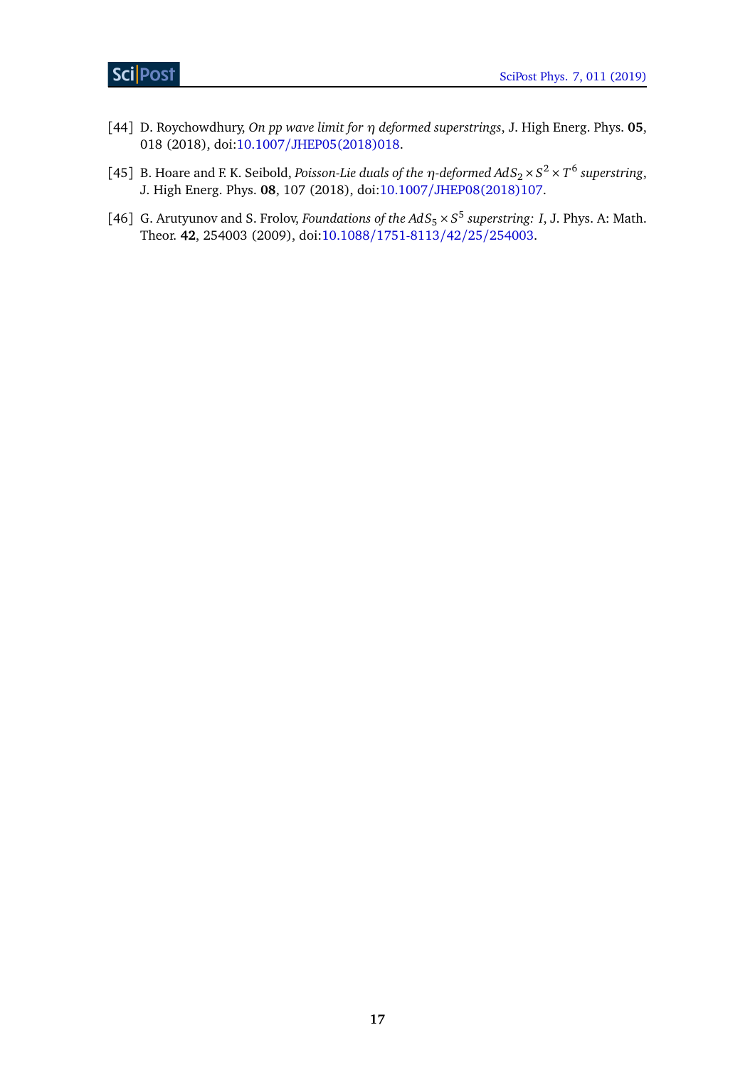[44] D. Roychowdhury, *On pp wave limit for $\eta$ deformed superstrings*, J. High Energ. Phys. **05**, 018 (2018), doi:10.1007/JHEP05(2018)018.

[45] B. Hoare and F. K. Seibold, *Poisson-Lie duals of the $\eta$-deformed $AdS_2 \times S^2 \times T^6$ superstring*, J. High Energ. Phys. **08**, 107 (2018), doi:10.1007/JHEP08(2018)107.

[46] G. Arutyunov and S. Frolov, *Foundations of the $AdS_5 \times S^5$ superstring: I*, J. Phys. A: Math. Theor. **42**, 254003 (2009), doi:10.1088/1751-8113/42/25/254003.